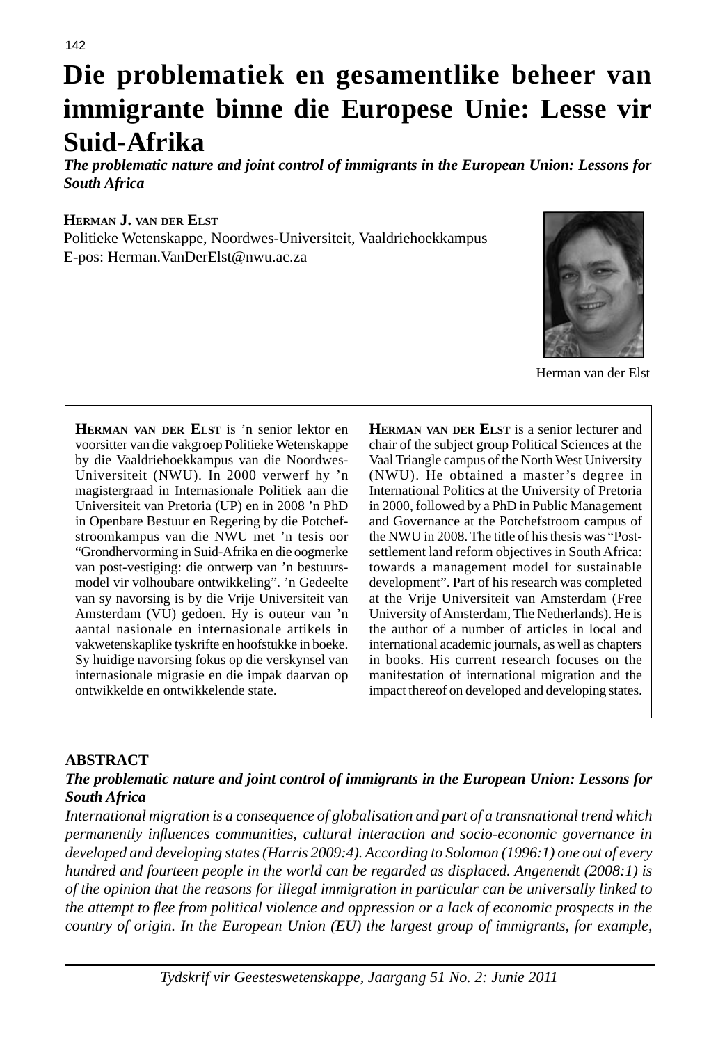# Die problematiek en gesamentlike beheer van immigrante binne die Europese Unie: Lesse vir Suid-Afrika

***The problematic nature and joint control of immigrants in the European Union: Lessons for South Africa***

**Herman J. van der Elst**
Politieke Wetenskappe, Noordwes-Universiteit, Vaaldriehoekkampus
E-pos: Herman.VanDerElst@nwu.ac.za

Herman van der Elst

**Herman van der Elst** is 'n senior lektor en voorsitter van die vakgroep Politieke Wetenskappe by die Vaaldriehoekkampus van die Noordwes-Universiteit (NWU). In 2000 verwerf hy 'n magistergraad in Internasionale Politiek aan die Universiteit van Pretoria (UP) en in 2008 'n PhD in Openbare Bestuur en Regering by die Potchefstroomkampus van die NWU met 'n tesis oor "Grondhervorming in Suid-Afrika en die oogmerke van post-vestiging: die ontwerp van 'n bestuursmodel vir volhoubare ontwikkeling". 'n Gedeelte van sy navorsing is by die Vrije Universiteit van Amsterdam (VU) gedoen. Hy is outeur van 'n aantal nasionale en internasionale artikels in vakwetenskaplike tyskrifte en hoofstukke in boeke. Sy huidige navorsing fokus op die verskynsel van internasionale migrasie en die impak daarvan op ontwikkelde en ontwikkelende state.

**Herman van der Elst** is a senior lecturer and chair of the subject group Political Sciences at the Vaal Triangle campus of the North West University (NWU). He obtained a master's degree in International Politics at the University of Pretoria in 2000, followed by a PhD in Public Management and Governance at the Potchefstroom campus of the NWU in 2008. The title of his thesis was "Post-settlement land reform objectives in South Africa: towards a management model for sustainable development". Part of his research was completed at the Vrije Universiteit van Amsterdam (Free University of Amsterdam, The Netherlands). He is the author of a number of articles in local and international academic journals, as well as chapters in books. His current research focuses on the manifestation of international migration and the impact thereof on developed and developing states.

## ABSTRACT

***The problematic nature and joint control of immigrants in the European Union: Lessons for South Africa***

*International migration is a consequence of globalisation and part of a transnational trend which permanently influences communities, cultural interaction and socio-economic governance in developed and developing states (Harris 2009:4). According to Solomon (1996:1) one out of every hundred and fourteen people in the world can be regarded as displaced. Angenendt (2008:1) is of the opinion that the reasons for illegal immigration in particular can be universally linked to the attempt to flee from political violence and oppression or a lack of economic prospects in the country of origin. In the European Union (EU) the largest group of immigrants, for example,*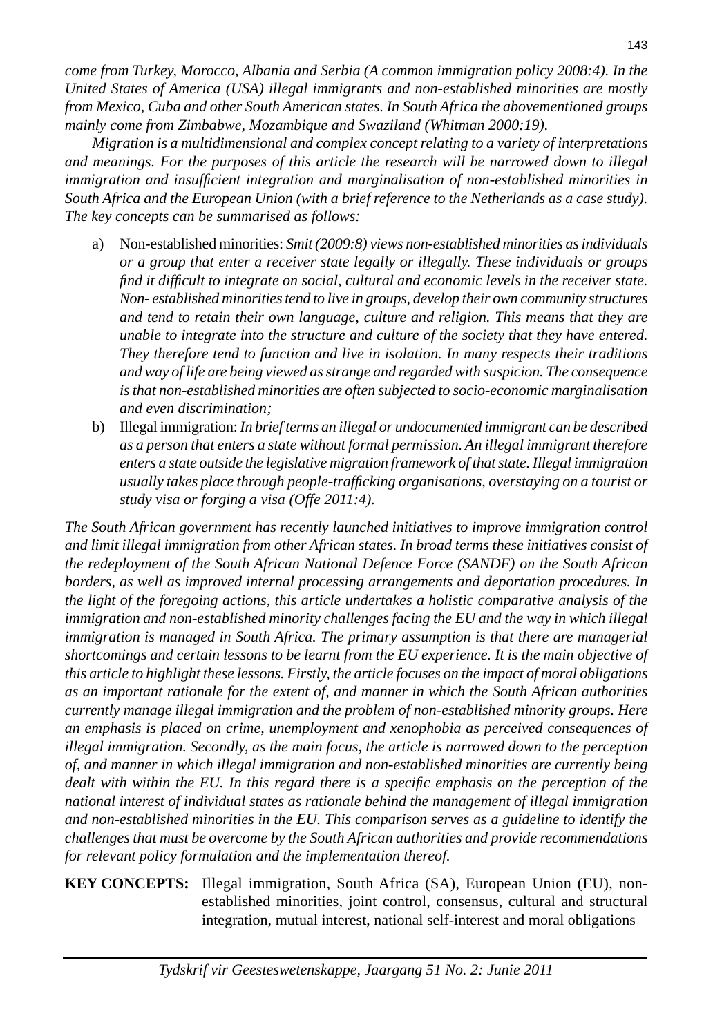*come from Turkey, Morocco, Albania and Serbia (A common immigration policy 2008:4). In the United States of America (USA) illegal immigrants and non-established minorities are mostly from Mexico, Cuba and other South American states. In South Africa the abovementioned groups mainly come from Zimbabwe, Mozambique and Swaziland (Whitman 2000:19).*

*Migration is a multidimensional and complex concept relating to a variety of interpretations and meanings. For the purposes of this article the research will be narrowed down to illegal immigration and insufficient integration and marginalisation of non-established minorities in South Africa and the European Union (with a brief reference to the Netherlands as a case study). The key concepts can be summarised as follows:*

a) Non-established minorities: *Smit (2009:8) views non-established minorities as individuals or a group that enter a receiver state legally or illegally. These individuals or groups find it difficult to integrate on social, cultural and economic levels in the receiver state. Non- established minorities tend to live in groups, develop their own community structures and tend to retain their own language, culture and religion. This means that they are unable to integrate into the structure and culture of the society that they have entered. They therefore tend to function and live in isolation. In many respects their traditions and way of life are being viewed as strange and regarded with suspicion. The consequence is that non-established minorities are often subjected to socio-economic marginalisation and even discrimination;*

b) Illegal immigration: *In brief terms an illegal or undocumented immigrant can be described as a person that enters a state without formal permission. An illegal immigrant therefore enters a state outside the legislative migration framework of that state. Illegal immigration usually takes place through people-trafficking organisations, overstaying on a tourist or study visa or forging a visa (Offe 2011:4).*

*The South African government has recently launched initiatives to improve immigration control and limit illegal immigration from other African states. In broad terms these initiatives consist of the redeployment of the South African National Defence Force (SANDF) on the South African borders, as well as improved internal processing arrangements and deportation procedures. In the light of the foregoing actions, this article undertakes a holistic comparative analysis of the immigration and non-established minority challenges facing the EU and the way in which illegal immigration is managed in South Africa. The primary assumption is that there are managerial shortcomings and certain lessons to be learnt from the EU experience. It is the main objective of this article to highlight these lessons. Firstly, the article focuses on the impact of moral obligations as an important rationale for the extent of, and manner in which the South African authorities currently manage illegal immigration and the problem of non-established minority groups. Here an emphasis is placed on crime, unemployment and xenophobia as perceived consequences of illegal immigration. Secondly, as the main focus, the article is narrowed down to the perception of, and manner in which illegal immigration and non-established minorities are currently being dealt with within the EU. In this regard there is a specific emphasis on the perception of the national interest of individual states as rationale behind the management of illegal immigration and non-established minorities in the EU. This comparison serves as a guideline to identify the challenges that must be overcome by the South African authorities and provide recommendations for relevant policy formulation and the implementation thereof.*

**KEY CONCEPTS:** Illegal immigration, South Africa (SA), European Union (EU), non-established minorities, joint control, consensus, cultural and structural integration, mutual interest, national self-interest and moral obligations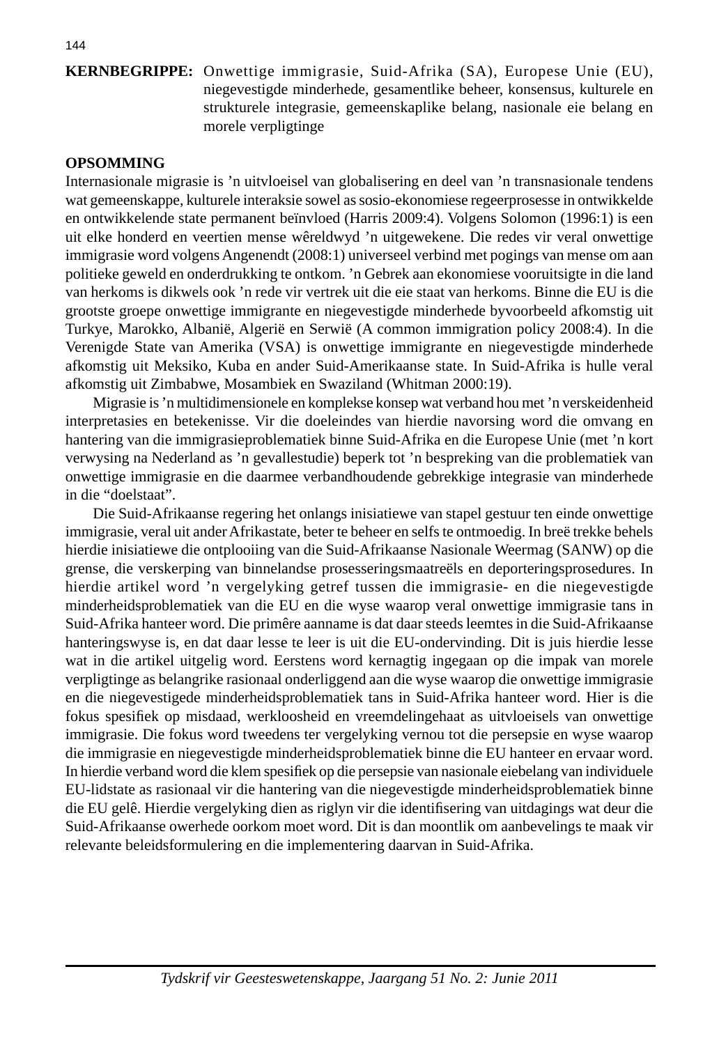**KERNBEGRIPPE:** Onwettige immigrasie, Suid-Afrika (SA), Europese Unie (EU), niegevestigde minderhede, gesamentlike beheer, konsensus, kulturele en strukturele integrasie, gemeenskaplike belang, nasionale eie belang en morele verpligtinge

**OPSOMMING**

Internasionale migrasie is ’n uitvloeisel van globalisering en deel van ’n transnasionale tendens wat gemeenskappe, kulturele interaksie sowel as sosio-ekonomiese regeerprosesse in ontwikkelde en ontwikkelende state permanent beïnvloed (Harris 2009:4). Volgens Solomon (1996:1) is een uit elke honderd en veertien mense wêreldwyd ’n uitgewekene. Die redes vir veral onwettige immigrasie word volgens Angenendt (2008:1) universeel verbind met pogings van mense om aan politieke geweld en onderdrukking te ontkom. ’n Gebrek aan ekonomiese vooruitsigte in die land van herkoms is dikwels ook ’n rede vir vertrek uit die eie staat van herkoms. Binne die EU is die grootste groepe onwettige immigrante en niegevestigde minderhede byvoorbeeld afkomstig uit Turkye, Marokko, Albanië, Algerië en Serwië (A common immigration policy 2008:4). In die Verenigde State van Amerika (VSA) is onwettige immigrante en niegevestigde minderhede afkomstig uit Meksiko, Kuba en ander Suid-Amerikaanse state. In Suid-Afrika is hulle veral afkomstig uit Zimbabwe, Mosambiek en Swaziland (Whitman 2000:19).

Migrasie is ’n multidimensionele en komplekse konsep wat verband hou met ’n verskeidenheid interpretasies en betekenisse. Vir die doeleindes van hierdie navorsing word die omvang en hantering van die immigrasieproblematiek binne Suid-Afrika en die Europese Unie (met ’n kort verwysing na Nederland as ’n gevallestudie) beperk tot ’n bespreking van die problematiek van onwettige immigrasie en die daarmee verbandhoudende gebrekkige integrasie van minderhede in die “doelstaat”.

Die Suid-Afrikaanse regering het onlangs inisiatiewe van stapel gestuur ten einde onwettige immigrasie, veral uit ander Afrikastate, beter te beheer en selfs te ontmoedig. In breë trekke behels hierdie inisiatiewe die ontplooiing van die Suid-Afrikaanse Nasionale Weermag (SANW) op die grense, die verskerping van binnelandse prosesseringsmaatreëls en deporteringsprosedures. In hierdie artikel word ’n vergelyking getref tussen die immigrasie- en die niegevestigde minderheidsproblematiek van die EU en die wyse waarop veral onwettige immigrasie tans in Suid-Afrika hanteer word. Die primêre aanname is dat daar steeds leemtes in die Suid-Afrikaanse hanteringswyse is, en dat daar lesse te leer is uit die EU-ondervinding. Dit is juis hierdie lesse wat in die artikel uitgelig word. Eerstens word kernagtig ingegaan op die impak van morele verpligtinge as belangrike rasionaal onderliggend aan die wyse waarop die onwettige immigrasie en die niegevestigede minderheidsproblematiek tans in Suid-Afrika hanteer word. Hier is die fokus spesifiek op misdaad, werkloosheid en vreemdelingehaat as uitvloeisels van onwettige immigrasie. Die fokus word tweedens ter vergelyking vernou tot die persepsie en wyse waarop die immigrasie en niegevestigde minderheidsproblematiek binne die EU hanteer en ervaar word. In hierdie verband word die klem spesifiek op die persepsie van nasionale eiebelang van individuele EU-lidstate as rasionaal vir die hantering van die niegevestigde minderheidsproblematiek binne die EU gelê. Hierdie vergelyking dien as riglyn vir die identifisering van uitdagings wat deur die Suid-Afrikaanse owerhede oorkom moet word. Dit is dan moontlik om aanbevelings te maak vir relevante beleidsformulering en die implementering daarvan in Suid-Afrika.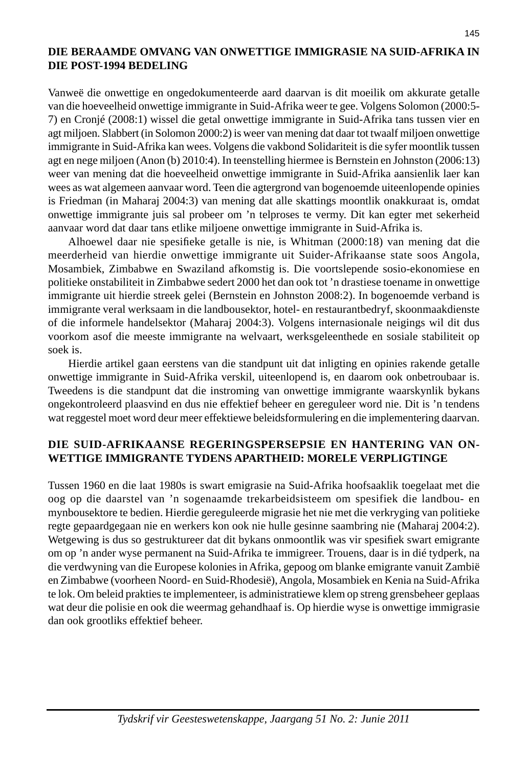## DIE BERAAMDE OMVANG VAN ONWETTIGE IMMIGRASIE NA SUID-AFRIKA IN DIE POST-1994 BEDELING

Vanweë die onwettige en ongedokumenteerde aard daarvan is dit moeilik om akkurate getalle van die hoeveelheid onwettige immigrante in Suid-Afrika weer te gee. Volgens Solomon (2000:5-7) en Cronjé (2008:1) wissel die getal onwettige immigrante in Suid-Afrika tans tussen vier en agt miljoen. Slabbert (in Solomon 2000:2) is weer van mening dat daar tot twaalf miljoen onwettige immigrante in Suid-Afrika kan wees. Volgens die vakbond Solidariteit is die syfer moontlik tussen agt en nege miljoen (Anon (b) 2010:4). In teenstelling hiermee is Bernstein en Johnston (2006:13) weer van mening dat die hoeveelheid onwettige immigrante in Suid-Afrika aansienlik laer kan wees as wat algemeen aanvaar word. Teen die agtergrond van bogenoemde uiteenlopende opinies is Friedman (in Maharaj 2004:3) van mening dat alle skattings moontlik onakkuraat is, omdat onwettige immigrante juis sal probeer om 'n telproses te vermy. Dit kan egter met sekerheid aanvaar word dat daar tans etlike miljoene onwettige immigrante in Suid-Afrika is.

Alhoewel daar nie spesifieke getalle is nie, is Whitman (2000:18) van mening dat die meerderheid van hierdie onwettige immigrante uit Suider-Afrikaanse state soos Angola, Mosambiek, Zimbabwe en Swaziland afkomstig is. Die voortslepende sosio-ekonomiese en politieke onstabiliteit in Zimbabwe sedert 2000 het dan ook tot 'n drastiese toename in onwettige immigrante uit hierdie streek gelei (Bernstein en Johnston 2008:2). In bogenoemde verband is immigrante veral werksaam in die landbousektor, hotel- en restaurantbedryf, skoonmaakdienste of die informele handelsektor (Maharaj 2004:3). Volgens internasionale neigings wil dit dus voorkom asof die meeste immigrante na welvaart, werksgeleenthede en sosiale stabiliteit op soek is.

Hierdie artikel gaan eerstens van die standpunt uit dat inligting en opinies rakende getalle onwettige immigrante in Suid-Afrika verskil, uiteenlopend is, en daarom ook onbetroubaar is. Tweedens is die standpunt dat die instroming van onwettige immigrante waarskynlik bykans ongekontroleerd plaasvind en dus nie effektief beheer en gereguleer word nie. Dit is 'n tendens wat reggestel moet word deur meer effektiewe beleidsformulering en die implementering daarvan.

## DIE SUID-AFRIKAANSE REGERINGSPERSEPSIE EN HANTERING VAN ONWETTIGE IMMIGRANTE TYDENS APARTHEID: MORELE VERPLIGTINGE

Tussen 1960 en die laat 1980s is swart emigrasie na Suid-Afrika hoofsaaklik toegelaat met die oog op die daarstel van 'n sogenaamde trekarbeidsisteem om spesifiek die landbou- en mynbousektore te bedien. Hierdie gereguleerde migrasie het nie met die verkryging van politieke regte gepaardgegaan nie en werkers kon ook nie hulle gesinne saambring nie (Maharaj 2004:2). Wetgewing is dus so gestruktureer dat dit bykans onmoontlik was vir spesifiek swart emigrante om op 'n ander wyse permanent na Suid-Afrika te immigreer. Trouens, daar is in dié tydperk, na die verdwyning van die Europese kolonies in Afrika, gepoog om blanke emigrante vanuit Zambië en Zimbabwe (voorheen Noord- en Suid-Rhodesië), Angola, Mosambiek en Kenia na Suid-Afrika te lok. Om beleid prakties te implementeer, is administratiewe klem op streng grensbeheer geplaas wat deur die polisie en ook die weermag gehandhaaf is. Op hierdie wyse is onwettige immigrasie dan ook grootliks effektief beheer.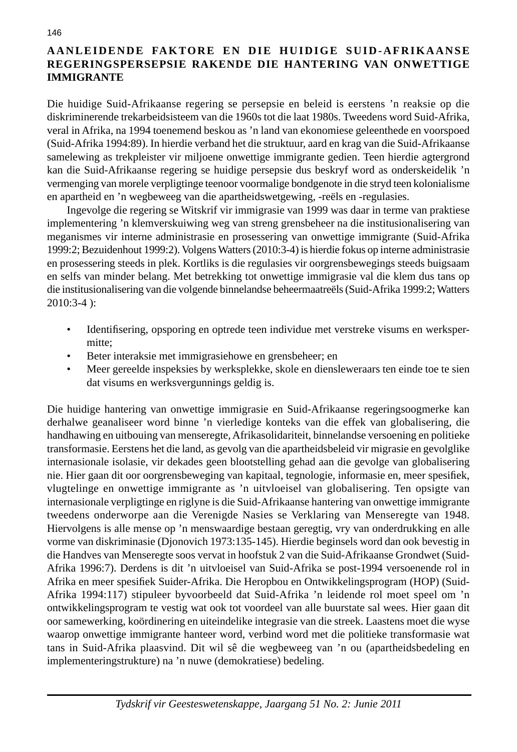## AANLEIDENDE FAKTORE EN DIE HUIDIGE SUID-AFRIKAANSE REGERINGSPERSEPSIE RAKENDE DIE HANTERING VAN ONWETTIGE IMMIGRANTE

Die huidige Suid-Afrikaanse regering se persepsie en beleid is eerstens 'n reaksie op die diskriminerende trekarbeidsisteem van die 1960s tot die laat 1980s. Tweedens word Suid-Afrika, veral in Afrika, na 1994 toenemend beskou as 'n land van ekonomiese geleenthede en voorspoed (Suid-Afrika 1994:89). In hierdie verband het die struktuur, aard en krag van die Suid-Afrikaanse samelewing as trekpleister vir miljoene onwettige immigrante gedien. Teen hierdie agtergrond kan die Suid-Afrikaanse regering se huidige persepsie dus beskryf word as onderskeidelik 'n vermenging van morele verpligtinge teenoor voormalige bondgenote in die stryd teen kolonialisme en apartheid en 'n wegbeweeg van die apartheidswetgewing, -reëls en -regulasies.

Ingevolge die regering se Witskrif vir immigrasie van 1999 was daar in terme van praktiese implementering 'n klemverskuiwing weg van streng grensbeheer na die institusionalisering van meganismes vir interne administrasie en prosessering van onwettige immigrante (Suid-Afrika 1999:2; Bezuidenhout 1999:2). Volgens Watters (2010:3-4) is hierdie fokus op interne administrasie en prosessering steeds in plek. Kortliks is die regulasies vir oorgrensbewegings steeds buigsaam en selfs van minder belang. Met betrekking tot onwettige immigrasie val die klem dus tans op die institusionalisering van die volgende binnelandse beheermaatreëls (Suid-Afrika 1999:2; Watters 2010:3-4 ):

- Identifisering, opsporing en optrede teen individue met verstreke visums en werkspermitte;
- Beter interaksie met immigrasiehowe en grensbeheer; en
- Meer gereelde inspeksies by werksplekke, skole en diensleweraars ten einde toe te sien dat visums en werksvergunnings geldig is.

Die huidige hantering van onwettige immigrasie en Suid-Afrikaanse regeringsoogmerke kan derhalwe geanaliseer word binne 'n vierledige konteks van die effek van globalisering, die handhawing en uitbouing van menseregte, Afrikasolidariteit, binnelandse versoening en politieke transformasie. Eerstens het die land, as gevolg van die apartheidsbeleid vir migrasie en gevolglike internasionale isolasie, vir dekades geen blootstelling gehad aan die gevolge van globalisering nie. Hier gaan dit oor oorgrensbeweging van kapitaal, tegnologie, informasie en, meer spesifiek, vlugtelinge en onwettige immigrante as 'n uitvloeisel van globalisering. Ten opsigte van internasionale verpligtinge en riglyne is die Suid-Afrikaanse hantering van onwettige immigrante tweedens onderworpe aan die Verenigde Nasies se Verklaring van Menseregte van 1948. Hiervolgens is alle mense op 'n menswaardige bestaan geregtig, vry van onderdrukking en alle vorme van diskriminasie (Djonovich 1973:135-145). Hierdie beginsels word dan ook bevestig in die Handves van Menseregte soos vervat in hoofstuk 2 van die Suid-Afrikaanse Grondwet (Suid-Afrika 1996:7). Derdens is dit 'n uitvloeisel van Suid-Afrika se post-1994 versoenende rol in Afrika en meer spesifiek Suider-Afrika. Die Heropbou en Ontwikkelingsprogram (HOP) (Suid-Afrika 1994:117) stipuleer byvoorbeeld dat Suid-Afrika 'n leidende rol moet speel om 'n ontwikkelingsprogram te vestig wat ook tot voordeel van alle buurstate sal wees. Hier gaan dit oor samewerking, koördinering en uiteindelike integrasie van die streek. Laastens moet die wyse waarop onwettige immigrante hanteer word, verbind word met die politieke transformasie wat tans in Suid-Afrika plaasvind. Dit wil sê die wegbeweeg van 'n ou (apartheidsbedeling en implementeringstrukture) na 'n nuwe (demokratiese) bedeling.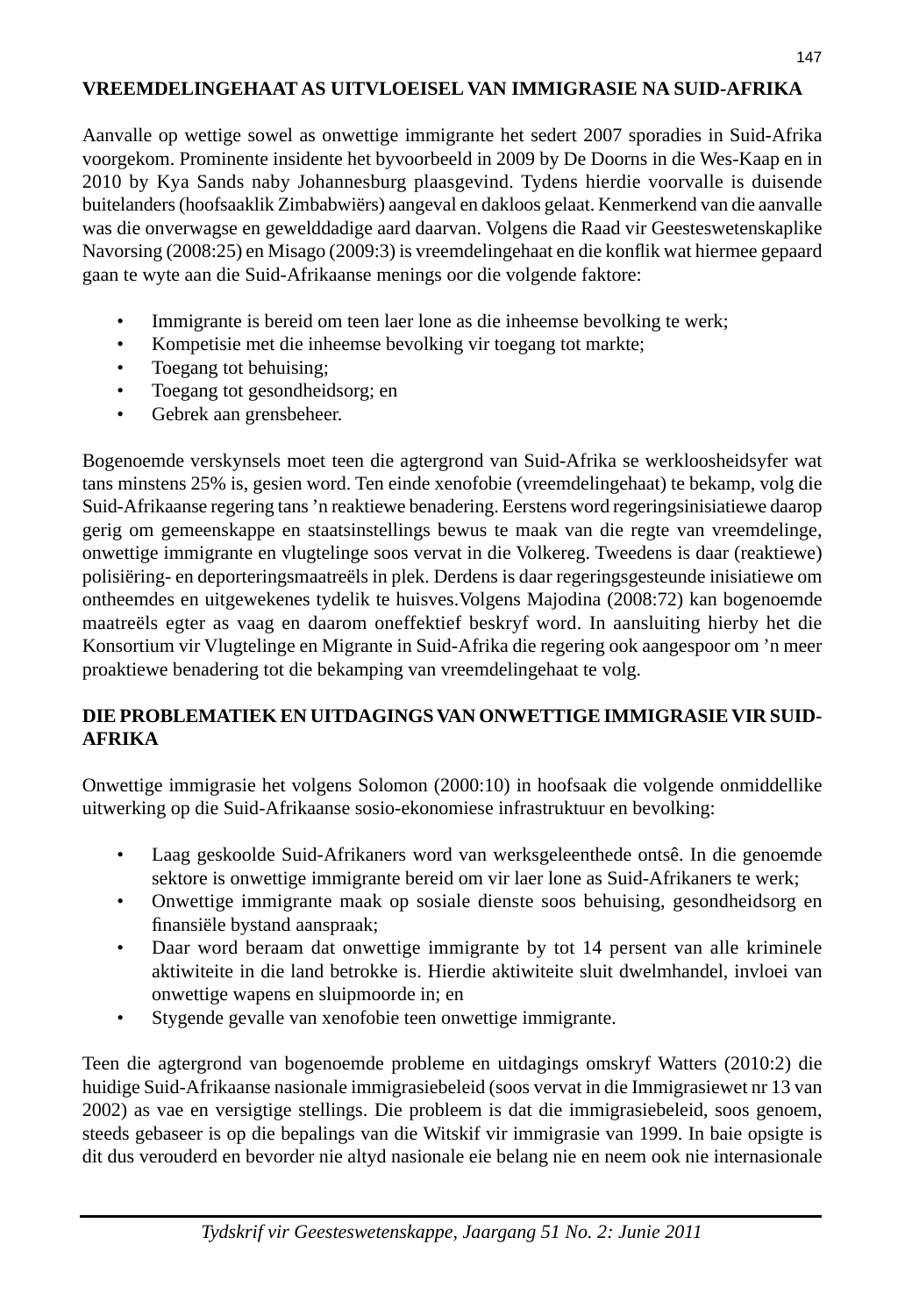## VREEMDELINGEHAAT AS UITVLOEISEL VAN IMMIGRASIE NA SUID-AFRIKA

Aanvalle op wettige sowel as onwettige immigrante het sedert 2007 sporadies in Suid-Afrika voorgekom. Prominente insidente het byvoorbeeld in 2009 by De Doorns in die Wes-Kaap en in 2010 by Kya Sands naby Johannesburg plaasgevind. Tydens hierdie voorvalle is duisende buitelanders (hoofsaaklik Zimbabwiërs) aangeval en dakloos gelaat. Kenmerkend van die aanvalle was die onverwagse en gewelddadige aard daarvan. Volgens die Raad vir Geesteswetenskaplike Navorsing (2008:25) en Misago (2009:3) is vreemdelingehaat en die konflik wat hiermee gepaard gaan te wyte aan die Suid-Afrikaanse menings oor die volgende faktore:

- Immigrante is bereid om teen laer lone as die inheemse bevolking te werk;
- Kompetisie met die inheemse bevolking vir toegang tot markte;
- Toegang tot behuising;
- Toegang tot gesondheidsorg; en
- Gebrek aan grensbeheer.

Bogenoemde verskynsels moet teen die agtergrond van Suid-Afrika se werkloosheidsyfer wat tans minstens 25% is, gesien word. Ten einde xenofobie (vreemdelingehaat) te bekamp, volg die Suid-Afrikaanse regering tans 'n reaktiewe benadering. Eerstens word regeringsinisiatiewe daarop gerig om gemeenskappe en staatsinstellings bewus te maak van die regte van vreemdelinge, onwettige immigrante en vlugtelinge soos vervat in die Volkereg. Tweedens is daar (reaktiewe) polisiëring- en deporteringsmaatreëls in plek. Derdens is daar regeringsgesteunde inisiatiewe om ontheemdes en uitgewekenes tydelik te huisves.Volgens Majodina (2008:72) kan bogenoemde maatreëls egter as vaag en daarom oneffektief beskryf word. In aansluiting hierby het die Konsortium vir Vlugtelinge en Migrante in Suid-Afrika die regering ook aangespoor om 'n meer proaktiewe benadering tot die bekamping van vreemdelingehaat te volg.

## DIE PROBLEMATIEK EN UITDAGINGS VAN ONWETTIGE IMMIGRASIE VIR SUID-AFRIKA

Onwettige immigrasie het volgens Solomon (2000:10) in hoofsaak die volgende onmiddellike uitwerking op die Suid-Afrikaanse sosio-ekonomiese infrastruktuur en bevolking:

- Laag geskoolde Suid-Afrikaners word van werksgeleenthede ontsê. In die genoemde sektore is onwettige immigrante bereid om vir laer lone as Suid-Afrikaners te werk;
- Onwettige immigrante maak op sosiale dienste soos behuising, gesondheidsorg en finansiële bystand aanspraak;
- Daar word beraam dat onwettige immigrante by tot 14 persent van alle kriminele aktiwiteite in die land betrokke is. Hierdie aktiwiteite sluit dwelmhandel, invloei van onwettige wapens en sluipmoorde in; en
- Stygende gevalle van xenofobie teen onwettige immigrante.

Teen die agtergrond van bogenoemde probleme en uitdagings omskryf Watters (2010:2) die huidige Suid-Afrikaanse nasionale immigrasiebeleid (soos vervat in die Immigrasiewet nr 13 van 2002) as vae en versigtige stellings. Die probleem is dat die immigrasiebeleid, soos genoem, steeds gebaseer is op die bepalings van die Witskif vir immigrasie van 1999. In baie opsigte is dit dus verouderd en bevorder nie altyd nasionale eie belang nie en neem ook nie internasionale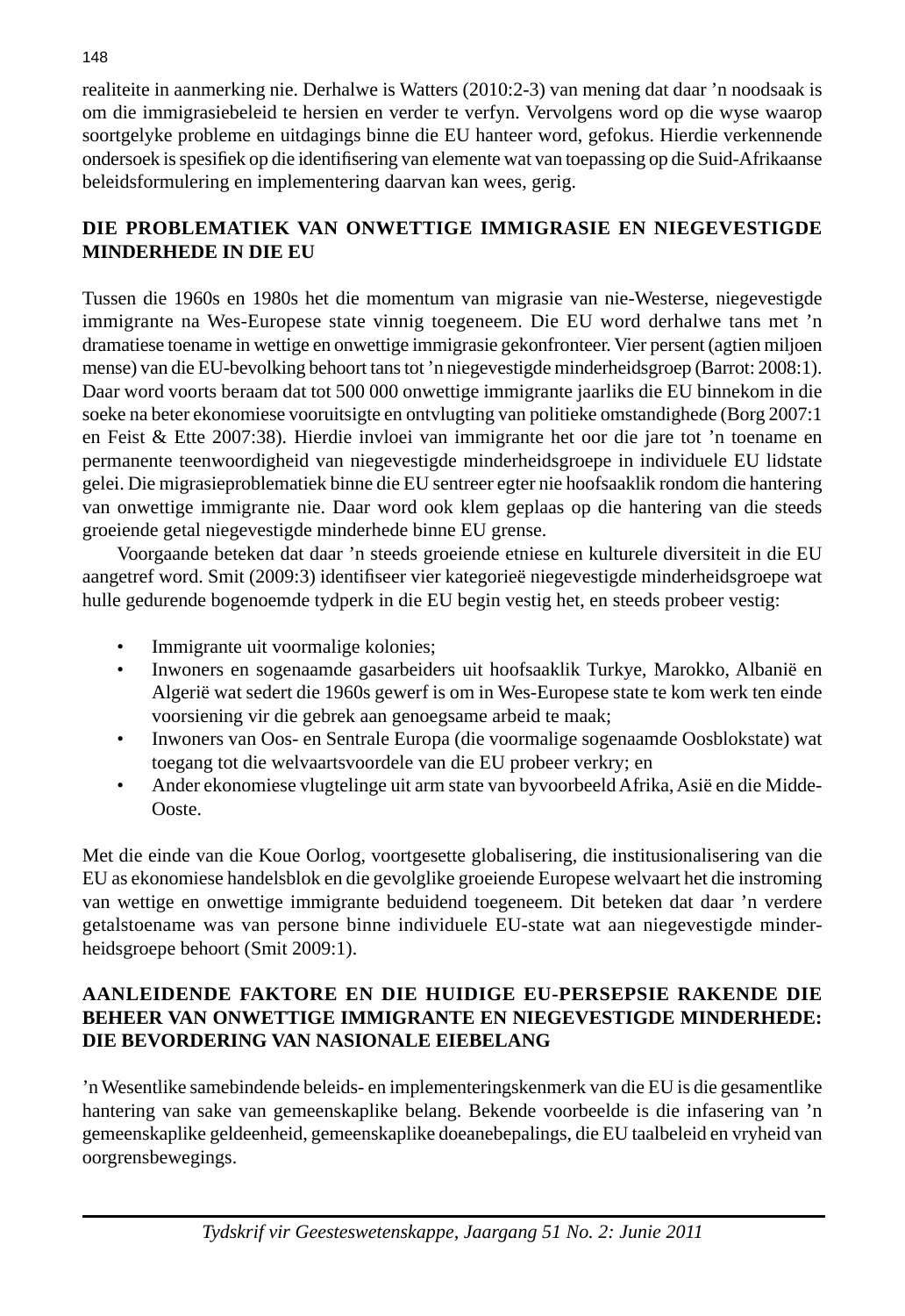realiteite in aanmerking nie. Derhalwe is Watters (2010:2-3) van mening dat daar 'n noodsaak is om die immigrasiebeleid te hersien en verder te verfyn. Vervolgens word op die wyse waarop soortgelyke probleme en uitdagings binne die EU hanteer word, gefokus. Hierdie verkennende ondersoek is spesifiek op die identifisering van elemente wat van toepassing op die Suid-Afrikaanse beleidsformulering en implementering daarvan kan wees, gerig.

## DIE PROBLEMATIEK VAN ONWETTIGE IMMIGRASIE EN NIEGEVESTIGDE MINDERHEDE IN DIE EU

Tussen die 1960s en 1980s het die momentum van migrasie van nie-Westerse, niegevestigde immigrante na Wes-Europese state vinnig toegeneem. Die EU word derhalwe tans met 'n dramatiese toename in wettige en onwettige immigrasie gekonfronteer. Vier persent (agtien miljoen mense) van die EU-bevolking behoort tans tot 'n niegevestigde minderheidsgroep (Barrot: 2008:1). Daar word voorts beraam dat tot 500 000 onwettige immigrante jaarliks die EU binnekom in die soeke na beter ekonomiese vooruitsigte en ontvlugting van politieke omstandighede (Borg 2007:1 en Feist & Ette 2007:38). Hierdie invloei van immigrante het oor die jare tot 'n toename en permanente teenwoordigheid van niegevestigde minderheidsgroepe in individuele EU lidstate gelei. Die migrasieproblematiek binne die EU sentreer egter nie hoofsaaklik rondom die hantering van onwettige immigrante nie. Daar word ook klem geplaas op die hantering van die steeds groeiende getal niegevestigde minderhede binne EU grense.

Voorgaande beteken dat daar 'n steeds groeiende etniese en kulturele diversiteit in die EU aangetref word. Smit (2009:3) identifiseer vier kategorieë niegevestigde minderheidsgroepe wat hulle gedurende bogenoemde tydperk in die EU begin vestig het, en steeds probeer vestig:

- Immigrante uit voormalige kolonies;
- Inwoners en sogenaamde gasarbeiders uit hoofsaaklik Turkye, Marokko, Albanië en Algerië wat sedert die 1960s gewerf is om in Wes-Europese state te kom werk ten einde voorsiening vir die gebrek aan genoegsame arbeid te maak;
- Inwoners van Oos- en Sentrale Europa (die voormalige sogenaamde Oosblokstate) wat toegang tot die welvaartsvoordele van die EU probeer verkry; en
- Ander ekonomiese vlugtelinge uit arm state van byvoorbeeld Afrika, Asië en die Midde-Ooste.

Met die einde van die Koue Oorlog, voortgesette globalisering, die institusionalisering van die EU as ekonomiese handelsblok en die gevolglike groeiende Europese welvaart het die instroming van wettige en onwettige immigrante beduidend toegeneem. Dit beteken dat daar 'n verdere getalstoename was van persone binne individuele EU-state wat aan niegevestigde minderheidsgroepe behoort (Smit 2009:1).

## AANLEIDENDE FAKTORE EN DIE HUIDIGE EU-PERSEPSIE RAKENDE DIE BEHEER VAN ONWETTIGE IMMIGRANTE EN NIEGEVESTIGDE MINDERHEDE: DIE BEVORDERING VAN NASIONALE EIEBELANG

'n Wesentlike samebindende beleids- en implementeringskenmerk van die EU is die gesamentlike hantering van sake van gemeenskaplike belang. Bekende voorbeelde is die infasering van 'n gemeenskaplike geldeenheid, gemeenskaplike doeanebepalings, die EU taalbeleid en vryheid van oorgrensbewegings.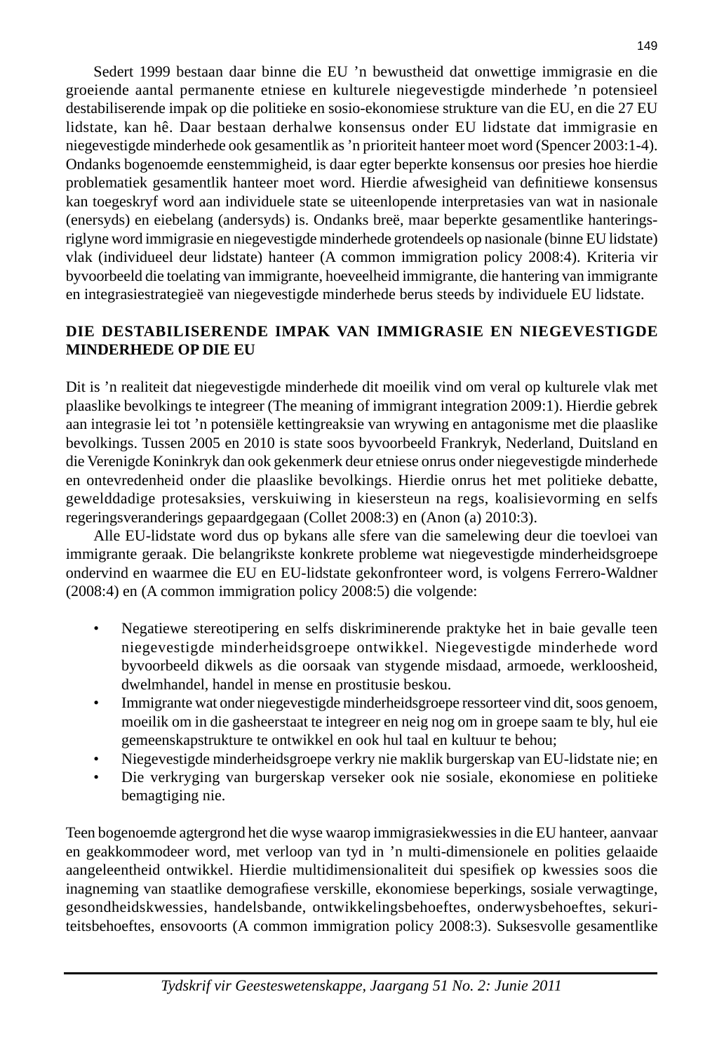Sedert 1999 bestaan daar binne die EU ’n bewustheid dat onwettige immigrasie en die groeiende aantal permanente etniese en kulturele niegevestigde minderhede ’n potensieel destabiliserende impak op die politieke en sosio-ekonomiese strukture van die EU, en die 27 EU lidstate, kan hê. Daar bestaan derhalwe konsensus onder EU lidstate dat immigrasie en niegevestigde minderhede ook gesamentlik as ’n prioriteit hanteer moet word (Spencer 2003:1-4). Ondanks bogenoemde eenstemmigheid, is daar egter beperkte konsensus oor presies hoe hierdie problematiek gesamentlik hanteer moet word. Hierdie afwesigheid van definitiewe konsensus kan toegeskryf word aan individuele state se uiteenlopende interpretasies van wat in nasionale (enersyds) en eiebelang (andersyds) is. Ondanks breë, maar beperkte gesamentlike hanteringsriglyne word immigrasie en niegevestigde minderhede grotendeels op nasionale (binne EU lidstate) vlak (individueel deur lidstate) hanteer (A common immigration policy 2008:4). Kriteria vir byvoorbeeld die toelating van immigrante, hoeveelheid immigrante, die hantering van immigrante en integrasiestrategieë van niegevestigde minderhede berus steeds by individuele EU lidstate.

## DIE DESTABILISERENDE IMPAK VAN IMMIGRASIE EN NIEGEVESTIGDE MINDERHEDE OP DIE EU

Dit is ’n realiteit dat niegevestigde minderhede dit moeilik vind om veral op kulturele vlak met plaaslike bevolkings te integreer (The meaning of immigrant integration 2009:1). Hierdie gebrek aan integrasie lei tot ’n potensiële kettingreaksie van wrywing en antagonisme met die plaaslike bevolkings. Tussen 2005 en 2010 is state soos byvoorbeeld Frankryk, Nederland, Duitsland en die Verenigde Koninkryk dan ook gekenmerk deur etniese onrus onder niegevestigde minderhede en ontevredenheid onder die plaaslike bevolkings. Hierdie onrus het met politieke debatte, gewelddadige protesaksies, verskuiwing in kiesersteun na regs, koalisievorming en selfs regeringsveranderings gepaardgegaan (Collet 2008:3) en (Anon (a) 2010:3).

Alle EU-lidstate word dus op bykans alle sfere van die samelewing deur die toevloei van immigrante geraak. Die belangrikste konkrete probleme wat niegevestigde minderheidsgroepe ondervind en waarmee die EU en EU-lidstate gekonfronteer word, is volgens Ferrero-Waldner (2008:4) en (A common immigration policy 2008:5) die volgende:

- Negatiewe stereotipering en selfs diskriminerende praktyke het in baie gevalle teen niegevestigde minderheidsgroepe ontwikkel. Niegevestigde minderhede word byvoorbeeld dikwels as die oorsaak van stygende misdaad, armoede, werkloosheid, dwelmhandel, handel in mense en prostitusie beskou.
- Immigrante wat onder niegevestigde minderheidsgroepe ressorteer vind dit, soos genoem, moeilik om in die gasheerstaat te integreer en neig nog om in groepe saam te bly, hul eie gemeenskapstrukture te ontwikkel en ook hul taal en kultuur te behou;
- Niegevestigde minderheidsgroepe verkry nie maklik burgerskap van EU-lidstate nie; en
- Die verkryging van burgerskap verseker ook nie sosiale, ekonomiese en politieke bemagtiging nie.

Teen bogenoemde agtergrond het die wyse waarop immigrasiekwessies in die EU hanteer, aanvaar en geakkommodeer word, met verloop van tyd in ’n multi-dimensionele en polities gelaaide aangeleentheid ontwikkel. Hierdie multidimensionaliteit dui spesifiek op kwessies soos die inagneming van staatlike demografiese verskille, ekonomiese beperkings, sosiale verwagtinge, gesondheidskwessies, handelsbande, ontwikkelingsbehoeftes, onderwysbehoeftes, sekuriteitsbehoeftes, ensovoorts (A common immigration policy 2008:3). Suksesvolle gesamentlike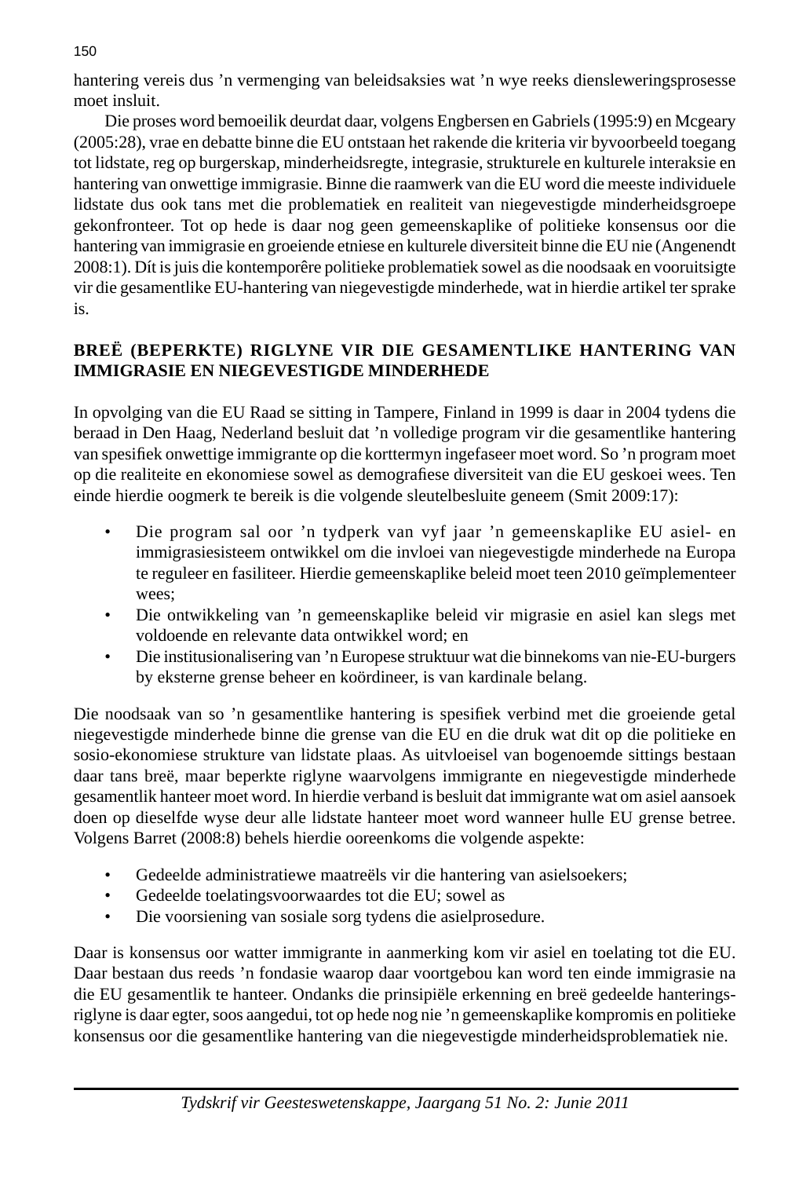hantering vereis dus ’n vermenging van beleidsaksies wat ’n wye reeks diensleweringsprosesse moet insluit.

Die proses word bemoeilik deurdat daar, volgens Engbersen en Gabriels (1995:9) en Mcgeary (2005:28), vrae en debatte binne die EU ontstaan het rakende die kriteria vir byvoorbeeld toegang tot lidstate, reg op burgerskap, minderheidsregte, integrasie, strukturele en kulturele interaksie en hantering van onwettige immigrasie. Binne die raamwerk van die EU word die meeste individuele lidstate dus ook tans met die problematiek en realiteit van niegevestigde minderheidsgroepe gekonfronteer. Tot op hede is daar nog geen gemeenskaplike of politieke konsensus oor die hantering van immigrasie en groeiende etniese en kulturele diversiteit binne die EU nie (Angenendt 2008:1). Dít is juis die kontemporêre politieke problematiek sowel as die noodsaak en vooruitsigte vir die gesamentlike EU-hantering van niegevestigde minderhede, wat in hierdie artikel ter sprake is.

## BREË (BEPERKTE) RIGLYNE VIR DIE GESAMENTLIKE HANTERING VAN IMMIGRASIE EN NIEGEVESTIGDE MINDERHEDE

In opvolging van die EU Raad se sitting in Tampere, Finland in 1999 is daar in 2004 tydens die beraad in Den Haag, Nederland besluit dat ’n volledige program vir die gesamentlike hantering van spesifiek onwettige immigrante op die korttermyn ingefaseer moet word. So ’n program moet op die realiteite en ekonomiese sowel as demografiese diversiteit van die EU geskoei wees. Ten einde hierdie oogmerk te bereik is die volgende sleutelbesluite geneem (Smit 2009:17):

- Die program sal oor ’n tydperk van vyf jaar ’n gemeenskaplike EU asiel- en immigrasiesisteem ontwikkel om die invloei van niegevestigde minderhede na Europa te reguleer en fasiliteer. Hierdie gemeenskaplike beleid moet teen 2010 geïmplementeer wees;
- Die ontwikkeling van ’n gemeenskaplike beleid vir migrasie en asiel kan slegs met voldoende en relevante data ontwikkel word; en
- Die institusionalisering van ’n Europese struktuur wat die binnekoms van nie-EU-burgers by eksterne grense beheer en koördineer, is van kardinale belang.

Die noodsaak van so ’n gesamentlike hantering is spesifiek verbind met die groeiende getal niegevestigde minderhede binne die grense van die EU en die druk wat dit op die politieke en sosio-ekonomiese strukture van lidstate plaas. As uitvloeisel van bogenoemde sittings bestaan daar tans breë, maar beperkte riglyne waarvolgens immigrante en niegevestigde minderhede gesamentlik hanteer moet word. In hierdie verband is besluit dat immigrante wat om asiel aansoek doen op dieselfde wyse deur alle lidstate hanteer moet word wanneer hulle EU grense betree. Volgens Barret (2008:8) behels hierdie ooreenkoms die volgende aspekte:

- Gedeelde administratiewe maatreëls vir die hantering van asielsoekers;
- Gedeelde toelatingsvoorwaardes tot die EU; sowel as
- Die voorsiening van sosiale sorg tydens die asielprosedure.

Daar is konsensus oor watter immigrante in aanmerking kom vir asiel en toelating tot die EU. Daar bestaan dus reeds ’n fondasie waarop daar voortgebou kan word ten einde immigrasie na die EU gesamentlik te hanteer. Ondanks die prinsipiële erkenning en breë gedeelde hanterings-riglyne is daar egter, soos aangedui, tot op hede nog nie ’n gemeenskaplike kompromis en politieke konsensus oor die gesamentlike hantering van die niegevestigde minderheidsproblematiek nie.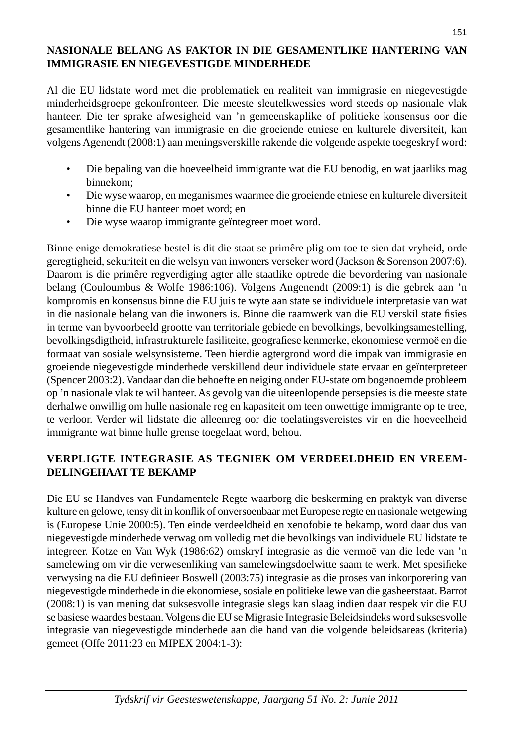## NASIONALE BELANG AS FAKTOR IN DIE GESAMENTLIKE HANTERING VAN IMMIGRASIE EN NIEGEVESTIGDE MINDERHEDE

Al die EU lidstate word met die problematiek en realiteit van immigrasie en niegevestigde minderheidsgroepe gekonfronteer. Die meeste sleutelkwessies word steeds op nasionale vlak hanteer. Die ter sprake afwesigheid van ’n gemeenskaplike of politieke konsensus oor die gesamentlike hantering van immigrasie en die groeiende etniese en kulturele diversiteit, kan volgens Agenendt (2008:1) aan meningsverskille rakende die volgende aspekte toegeskryf word:

- Die bepaling van die hoeveelheid immigrante wat die EU benodig, en wat jaarliks mag binnekom;
- Die wyse waarop, en meganismes waarmee die groeiende etniese en kulturele diversiteit binne die EU hanteer moet word; en
- Die wyse waarop immigrante geïntegreer moet word.

Binne enige demokratiese bestel is dit die staat se primêre plig om toe te sien dat vryheid, orde geregtigheid, sekuriteit en die welsyn van inwoners verseker word (Jackson & Sorenson 2007:6). Daarom is die primêre regverdiging agter alle staatlike optrede die bevordering van nasionale belang (Couloumbus & Wolfe 1986:106). Volgens Angenendt (2009:1) is die gebrek aan ’n kompromis en konsensus binne die EU juis te wyte aan state se individuele interpretasie van wat in die nasionale belang van die inwoners is. Binne die raamwerk van die EU verskil state fisies in terme van byvoorbeeld grootte van territoriale gebiede en bevolkings, bevolkingsamestelling, bevolkingsdigtheid, infrastrukturele fasiliteite, geografiese kenmerke, ekonomiese vermoë en die formaat van sosiale welsynsisteme. Teen hierdie agtergrond word die impak van immigrasie en groeiende niegevestigde minderhede verskillend deur individuele state ervaar en geïnterpreteer (Spencer 2003:2). Vandaar dan die behoefte en neiging onder EU-state om bogenoemde probleem op ’n nasionale vlak te wil hanteer. As gevolg van die uiteenlopende persepsies is die meeste state derhalwe onwillig om hulle nasionale reg en kapasiteit om teen onwettige immigrante op te tree, te verloor. Verder wil lidstate die alleenreg oor die toelatingsvereistes vir en die hoeveelheid immigrante wat binne hulle grense toegelaat word, behou.

## VERPLIGTE INTEGRASIE AS TEGNIEK OM VERDEELDHEID EN VREEMDELINGEHAAT TE BEKAMP

Die EU se Handves van Fundamentele Regte waarborg die beskerming en praktyk van diverse kulture en gelowe, tensy dit in konflik of onversoenbaar met Europese regte en nasionale wetgewing is (Europese Unie 2000:5). Ten einde verdeeldheid en xenofobie te bekamp, word daar dus van niegevestigde minderhede verwag om volledig met die bevolkings van individuele EU lidstate te integreer. Kotze en Van Wyk (1986:62) omskryf integrasie as die vermoë van die lede van ’n samelewing om vir die verwesenliking van samelewingsdoelwitte saam te werk. Met spesifieke verwysing na die EU definieer Boswell (2003:75) integrasie as die proses van inkorporering van niegevestigde minderhede in die ekonomiese, sosiale en politieke lewe van die gasheerstaat. Barrot (2008:1) is van mening dat suksesvolle integrasie slegs kan slaag indien daar respek vir die EU se basiese waardes bestaan. Volgens die EU se Migrasie Integrasie Beleidsindeks word suksesvolle integrasie van niegevestigde minderhede aan die hand van die volgende beleidsareas (kriteria) gemeet (Offe 2011:23 en MIPEX 2004:1-3):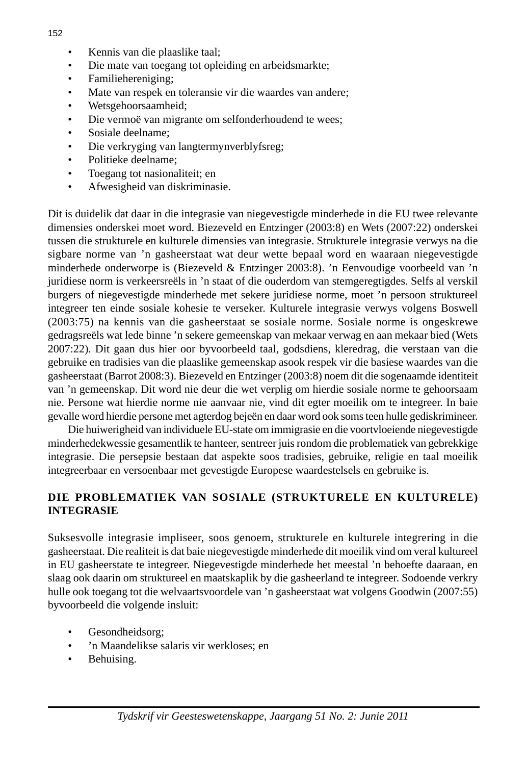- Kennis van die plaaslike taal;
- Die mate van toegang tot opleiding en arbeidsmarkte;
- Familieher­eniging;
- Mate van respek en toleransie vir die waardes van andere;
- Wetsgehoorsaamheid;
- Die vermoë van migrante om selfonderhoudend te wees;
- Sosiale deelname;
- Die verkryging van langtermynverblyfsreg;
- Politieke deelname;
- Toegang tot nasionaliteit; en
- Afwesigheid van diskriminasie.

Dit is duidelik dat daar in die integrasie van niegevestigde minderhede in die EU twee relevante dimensies onderskei moet word. Biezeveld en Entzinger (2003:8) en Wets (2007:22) onderskei tussen die strukturele en kulturele dimensies van integrasie. Strukturele integrasie verwys na die sigbare norme van 'n gasheerstaat wat deur wette bepaal word en waaraan niegevestigde minderhede onderworpe is (Biezeveld & Entzinger 2003:8). 'n Eenvoudige voorbeeld van 'n juridiese norm is verkeersreëls in 'n staat of die ouderdom van stemgeregtigdes. Selfs al verskil burgers of niegevestigde minderhede met sekere juridiese norme, moet 'n persoon struktureel integreer ten einde sosiale kohesie te verseker. Kulturele integrasie verwys volgens Boswell (2003:75) na kennis van die gasheerstaat se sosiale norme. Sosiale norme is ongeskrewe gedragsreëls wat lede binne 'n sekere gemeenskap van mekaar verwag en aan mekaar bied (Wets 2007:22). Dit gaan dus hier oor byvoorbeeld taal, godsdiens, kleredrag, die verstaan van die gebruike en tradisies van die plaaslike gemeenskap asook respek vir die basiese waardes van die gasheerstaat (Barrot 2008:3). Biezeveld en Entzinger (2003:8) noem dit die sogenaamde identiteit van 'n gemeenskap. Dit word nie deur die wet verplig om hierdie sosiale norme te gehoorsaam nie. Persone wat hierdie norme nie aanvaar nie, vind dit egter moeilik om te integreer. In baie gevalle word hierdie persone met agterdog bejeën en daar word ook soms teen hulle gediskrimineer.

Die huiwerigheid van individuele EU-state om immigrasie en die voortvloeiende niegevestigde minderhedekwessie gesamentlik te hanteer, sentreer juis rondom die problematiek van gebrekkige integrasie. Die persepsie bestaan dat aspekte soos tradisies, gebruike, religie en taal moeilik integreerbaar en versoenbaar met gevestigde Europese waardestelsels en gebruike is.

## DIE PROBLEMATIEK VAN SOSIALE (STRUKTURELE EN KULTURELE) INTEGRASIE

Suksesvolle integrasie impliseer, soos genoem, strukturele en kulturele integrering in die gasheerstaat. Die realiteit is dat baie niegevestigde minderhede dit moeilik vind om veral kultureel in EU gasheerstate te integreer. Niegevestigde minderhede het meestal 'n behoefte daaraan, en slaag ook daarin om struktureel en maatskaplik by die gasheerland te integreer. Sodoende verkry hulle ook toegang tot die welvaartsvoordele van 'n gasheerstaat wat volgens Goodwin (2007:55) byvoorbeeld die volgende insluit:

- Gesondheidsorg;
- 'n Maandelikse salaris vir werkloses; en
- Behuising.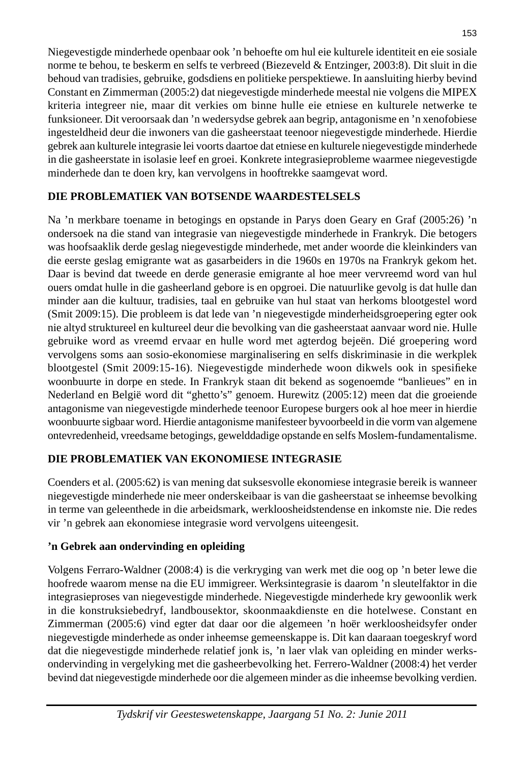Niegevestigde minderhede openbaar ook ’n behoefte om hul eie kulturele identiteit en eie sosiale norme te behou, te beskerm en selfs te verbreed (Biezeveld & Entzinger, 2003:8). Dit sluit in die behoud van tradisies, gebruike, godsdiens en politieke perspektiewe. In aansluiting hierby bevind Constant en Zimmerman (2005:2) dat niegevestigde minderhede meestal nie volgens die MIPEX kriteria integreer nie, maar dit verkies om binne hulle eie etniese en kulturele netwerke te funksioneer. Dit veroorsaak dan ’n wedersydse gebrek aan begrip, antagonisme en ’n xenofobiese ingesteldheid deur die inwoners van die gasheerstaat teenoor niegevestigde minderhede. Hierdie gebrek aan kulturele integrasie lei voorts daartoe dat etniese en kulturele niegevestigde minderhede in die gasheerstate in isolasie leef en groei. Konkrete integrasieprobleme waarmee niegevestigde minderhede dan te doen kry, kan vervolgens in hooftrekke saamgevat word.

## DIE PROBLEMATIEK VAN BOTSENDE WAARDESTELSELS

Na ’n merkbare toename in betogings en opstande in Parys doen Geary en Graf (2005:26) ’n ondersoek na die stand van integrasie van niegevestigde minderhede in Frankryk. Die betogers was hoofsaaklik derde geslag niegevestigde minderhede, met ander woorde die kleinkinders van die eerste geslag emigrante wat as gasarbeiders in die 1960s en 1970s na Frankryk gekom het. Daar is bevind dat tweede en derde generasie emigrante al hoe meer vervreemd word van hul ouers omdat hulle in die gasheerland gebore is en opgroei. Die natuurlike gevolg is dat hulle dan minder aan die kultuur, tradisies, taal en gebruike van hul staat van herkoms blootgestel word (Smit 2009:15). Die probleem is dat lede van ’n niegevestigde minderheidsgroepering egter ook nie altyd struktureel en kultureel deur die bevolking van die gasheerstaat aanvaar word nie. Hulle gebruike word as vreemd ervaar en hulle word met agterdog bejeën. Dié groepering word vervolgens soms aan sosio-ekonomiese marginalisering en selfs diskriminasie in die werkplek blootgestel (Smit 2009:15-16). Niegevestigde minderhede woon dikwels ook in spesifieke woonbuurte in dorpe en stede. In Frankryk staan dit bekend as sogenoemde “banlieues” en in Nederland en België word dit “ghetto’s” genoem. Hurewitz (2005:12) meen dat die groeiende antagonisme van niegevestigde minderhede teenoor Europese burgers ook al hoe meer in hierdie woonbuurte sigbaar word. Hierdie antagonisme manifesteer byvoorbeeld in die vorm van algemene ontevredenheid, vreedsame betogings, gewelddadige opstande en selfs Moslem-fundamentalisme.

## DIE PROBLEMATIEK VAN EKONOMIESE INTEGRASIE

Coenders et al. (2005:62) is van mening dat suksesvolle ekonomiese integrasie bereik is wanneer niegevestigde minderhede nie meer onderskeibaar is van die gasheerstaat se inheemse bevolking in terme van geleenthede in die arbeidsmark, werkloosheidstendense en inkomste nie. Die redes vir ’n gebrek aan ekonomiese integrasie word vervolgens uiteengesit.

### ’n Gebrek aan ondervinding en opleiding

Volgens Ferraro-Waldner (2008:4) is die verkryging van werk met die oog op ’n beter lewe die hoofrede waarom mense na die EU immigreer. Werksintegrasie is daarom ’n sleutelfaktor in die integrasieproses van niegevestigde minderhede. Niegevestigde minderhede kry gewoonlik werk in die konstruksiebedryf, landbousektor, skoonmaakdienste en die hotelwese. Constant en Zimmerman (2005:6) vind egter dat daar oor die algemeen ’n hoër werkloosheidsyfer onder niegevestigde minderhede as onder inheemse gemeenskappe is. Dit kan daaraan toegeskryf word dat die niegevestigde minderhede relatief jonk is, ’n laer vlak van opleiding en minder werks-ondervinding in vergelyking met die gasheerbevolking het. Ferrero-Waldner (2008:4) het verder bevind dat niegevestigde minderhede oor die algemeen minder as die inheemse bevolking verdien.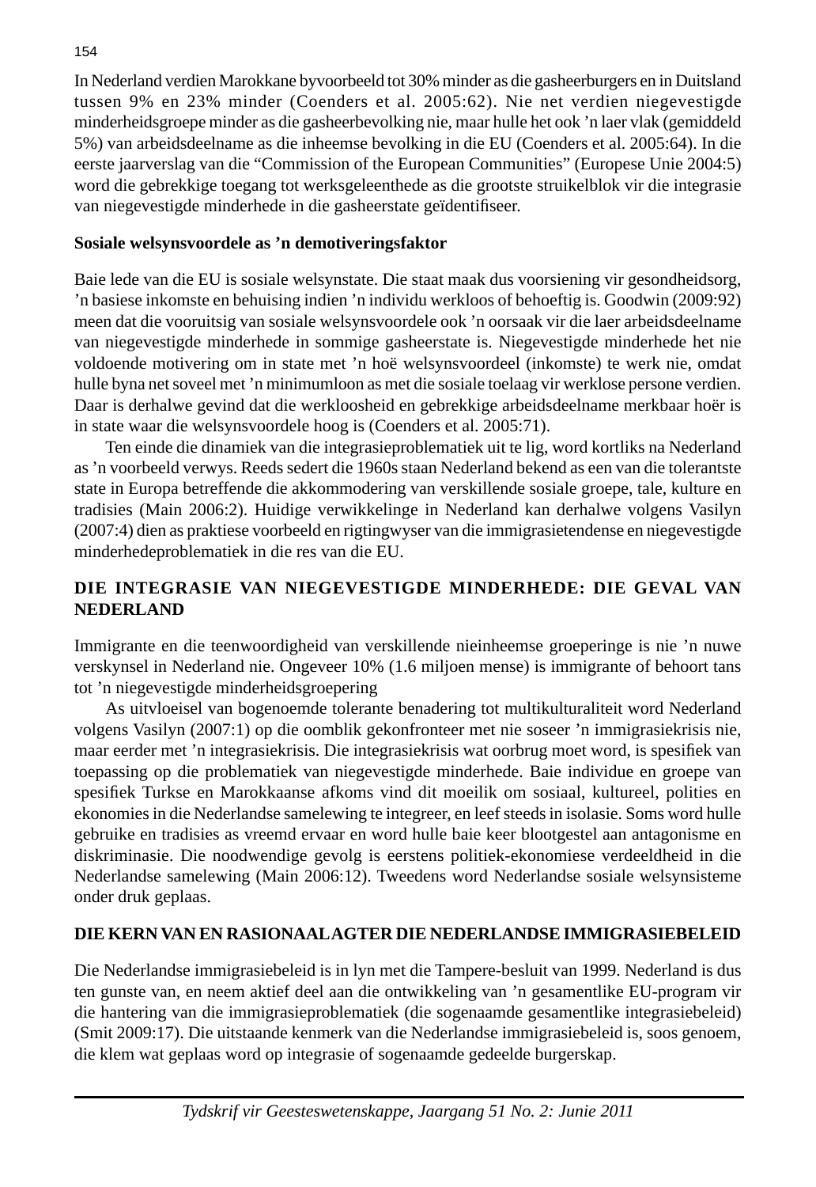In Nederland verdien Marokkane byvoorbeeld tot 30% minder as die gasheerburgers en in Duitsland tussen 9% en 23% minder (Coenders et al. 2005:62). Nie net verdien niegevestigde minderheidsgroepe minder as die gasheerbevolking nie, maar hulle het ook 'n laer vlak (gemiddeld 5%) van arbeidsdeelname as die inheemse bevolking in die EU (Coenders et al. 2005:64). In die eerste jaarverslag van die "Commission of the European Communities" (Europese Unie 2004:5) word die gebrekkige toegang tot werksgeleenthede as die grootste struikelblok vir die integrasie van niegevestigde minderhede in die gasheerstate geïdentifiseer.

### Sosiale welsynsvoordele as 'n demotiveringsfaktor

Baie lede van die EU is sosiale welsynstate. Die staat maak dus voorsiening vir gesondheidsorg, 'n basiese inkomste en behuising indien 'n individu werkloos of behoeftig is. Goodwin (2009:92) meen dat die vooruitsig van sosiale welsynsvoordele ook 'n oorsaak vir die laer arbeidsdeelname van niegevestigde minderhede in sommige gasheerstate is. Niegevestigde minderhede het nie voldoende motivering om in state met 'n hoë welsynsvoordeel (inkomste) te werk nie, omdat hulle byna net soveel met 'n minimumloon as met die sosiale toelaag vir werklose persone verdien. Daar is derhalwe gevind dat die werkloosheid en gebrekkige arbeidsdeelname merkbaar hoër is in state waar die welsynsvoordele hoog is (Coenders et al. 2005:71).

Ten einde die dinamiek van die integrasieproblematiek uit te lig, word kortliks na Nederland as 'n voorbeeld verwys. Reeds sedert die 1960s staan Nederland bekend as een van die tolerantste state in Europa betreffende die akkommodering van verskillende sosiale groepe, tale, kulture en tradisies (Main 2006:2). Huidige verwikkelinge in Nederland kan derhalwe volgens Vasilyn (2007:4) dien as praktiese voorbeeld en rigtingwyser van die immigrasietendense en niegevestigde minderhedeproblematiek in die res van die EU.

## DIE INTEGRASIE VAN NIEGEVESTIGDE MINDERHEDE: DIE GEVAL VAN NEDERLAND

Immigrante en die teenwoordigheid van verskillende nieinheemse groeperinge is nie 'n nuwe verskynsel in Nederland nie. Ongeveer 10% (1.6 miljoen mense) is immigrante of behoort tans tot 'n niegevestigde minderheidsgroepering

As uitvloeisel van bogenoemde tolerante benadering tot multikulturaliteit word Nederland volgens Vasilyn (2007:1) op die oomblik gekonfronteer met nie soseer 'n immigrasiekrisis nie, maar eerder met 'n integrasiekrisis. Die integrasiekrisis wat oorbrug moet word, is spesifiek van toepassing op die problematiek van niegevestigde minderhede. Baie individue en groepe van spesifiek Turkse en Marokkaanse afkoms vind dit moeilik om sosiaal, kultureel, polities en ekonomies in die Nederlandse samelewing te integreer, en leef steeds in isolasie. Soms word hulle gebruike en tradisies as vreemd ervaar en word hulle baie keer blootgestel aan antagonisme en diskriminasie. Die noodwendige gevolg is eerstens polities-ekonomiese verdeeldheid in die Nederlandse samelewing (Main 2006:12). Tweedens word Nederlandse sosiale welsynsisteme onder druk geplaas.

## DIE KERN VAN EN RASIONAAL AGTER DIE NEDERLANDSE IMMIGRASIEBELEID

Die Nederlandse immigrasiebeleid is in lyn met die Tampere-besluit van 1999. Nederland is dus ten gunste van, en neem aktief deel aan die ontwikkeling van 'n gesamentlike EU-program vir die hantering van die immigrasieproblematiek (die sogenaamde gesamentlike integrasiebeleid) (Smit 2009:17). Die uitstaande kenmerk van die Nederlandse immigrasiebeleid is, soos genoem, die klem wat geplaas word op integrasie of sogenaamde gedeelde burgerskap.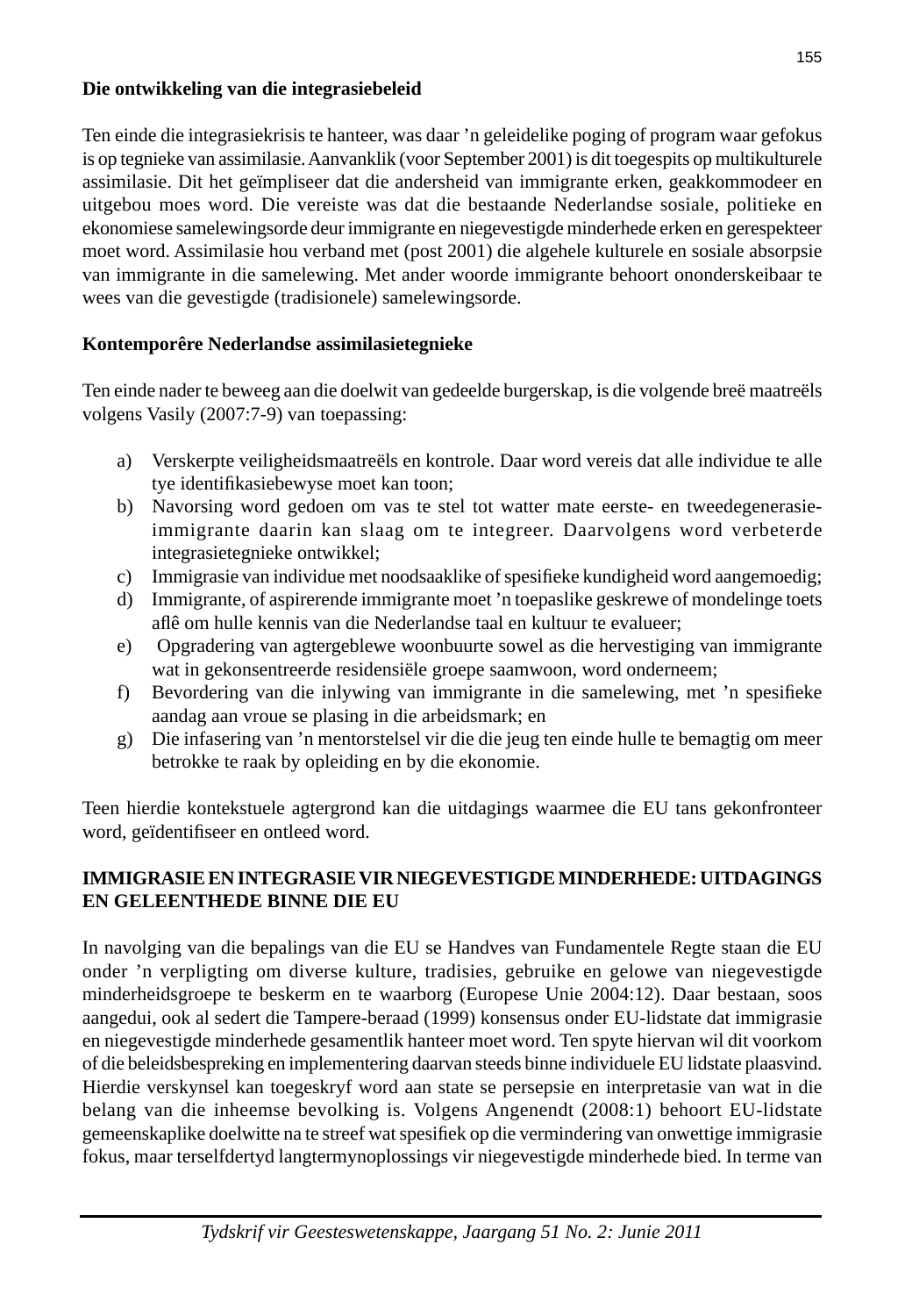**Die ontwikkeling van die integrasiebeleid**

Ten einde die integrasiekrisis te hanteer, was daar ’n geleidelike poging of program waar gefokus is op tegnieke van assimilasie. Aanvanklik (voor September 2001) is dit toegespits op multikulturele assimilasie. Dit het geïmpliseer dat die andersheid van immigrante erken, geakkommodeer en uitgebou moes word. Die vereiste was dat die bestaande Nederlandse sosiale, politieke en ekonomiese samelewingsorde deur immigrante en niegevestigde minderhede erken en gerespekteer moet word. Assimilasie hou verband met (post 2001) die algehele kulturele en sosiale absorpsie van immigrante in die samelewing. Met ander woorde immigrante behoort ononderskeibaar te wees van die gevestigde (tradisionele) samelewingsorde.

**Kontemporêre Nederlandse assimilasietegnieke**

Ten einde nader te beweeg aan die doelwit van gedeelde burgerskap, is die volgende breë maatreëls volgens Vasily (2007:7-9) van toepassing:

a) Verskerpte veiligheidsmaatreëls en kontrole. Daar word vereis dat alle individue te alle tye identifikasiebewyse moet kan toon;
b) Navorsing word gedoen om vas te stel tot watter mate eerste- en tweedegenerasie-immigrante daarin kan slaag om te integreer. Daarvolgens word verbeterde integrasietegnieke ontwikkel;
c) Immigrasie van individue met noodsaaklike of spesifieke kundigheid word aangemoedig;
d) Immigrante, of aspirerende immigrante moet ’n toepaslike geskrewe of mondelinge toets aflê om hulle kennis van die Nederlandse taal en kultuur te evalueer;
e) Opgradering van agtergeblewe woonbuurte sowel as die hervestiging van immigrante wat in gekonsentreerde residensiële groepe saamwoon, word onderneem;
f) Bevordering van die inlywing van immigrante in die samelewing, met ’n spesifieke aandag aan vroue se plasing in die arbeidsmark; en
g) Die infasering van ’n mentorstelsel vir die die jeug ten einde hulle te bemagtig om meer betrokke te raak by opleiding en by die ekonomie.

Teen hierdie kontekstuele agtergrond kan die uitdagings waarmee die EU tans gekonfronteer word, geïdentifiseer en ontleed word.

## IMMIGRASIE EN INTEGRASIE VIR NIEGEVESTIGDE MINDERHEDE: UITDAGINGS EN GELEENTHEDE BINNE DIE EU

In navolging van die bepalings van die EU se Handves van Fundamentele Regte staan die EU onder ’n verpligting om diverse kulture, tradisies, gebruike en gelowe van niegevestigde minderheidsgroepe te beskerm en te waarborg (Europese Unie 2004:12). Daar bestaan, soos aangedui, ook al sedert die Tampere-beraad (1999) konsensus onder EU-lidstate dat immigrasie en niegevestigde minderhede gesamentlik hanteer moet word. Ten spyte hiervan wil dit voorkom of die beleidsbespreking en implementering daarvan steeds binne individuele EU lidstate plaasvind. Hierdie verskynsel kan toegeskryf word aan state se persepsie en interpretasie van wat in die belang van die inheemse bevolking is. Volgens Angenendt (2008:1) behoort EU-lidstate gemeenskaplike doelwitte na te streef wat spesifiek op die vermindering van onwettige immigrasie fokus, maar terselfdertyd langtermynoplossings vir niegevestigde minderhede bied. In terme van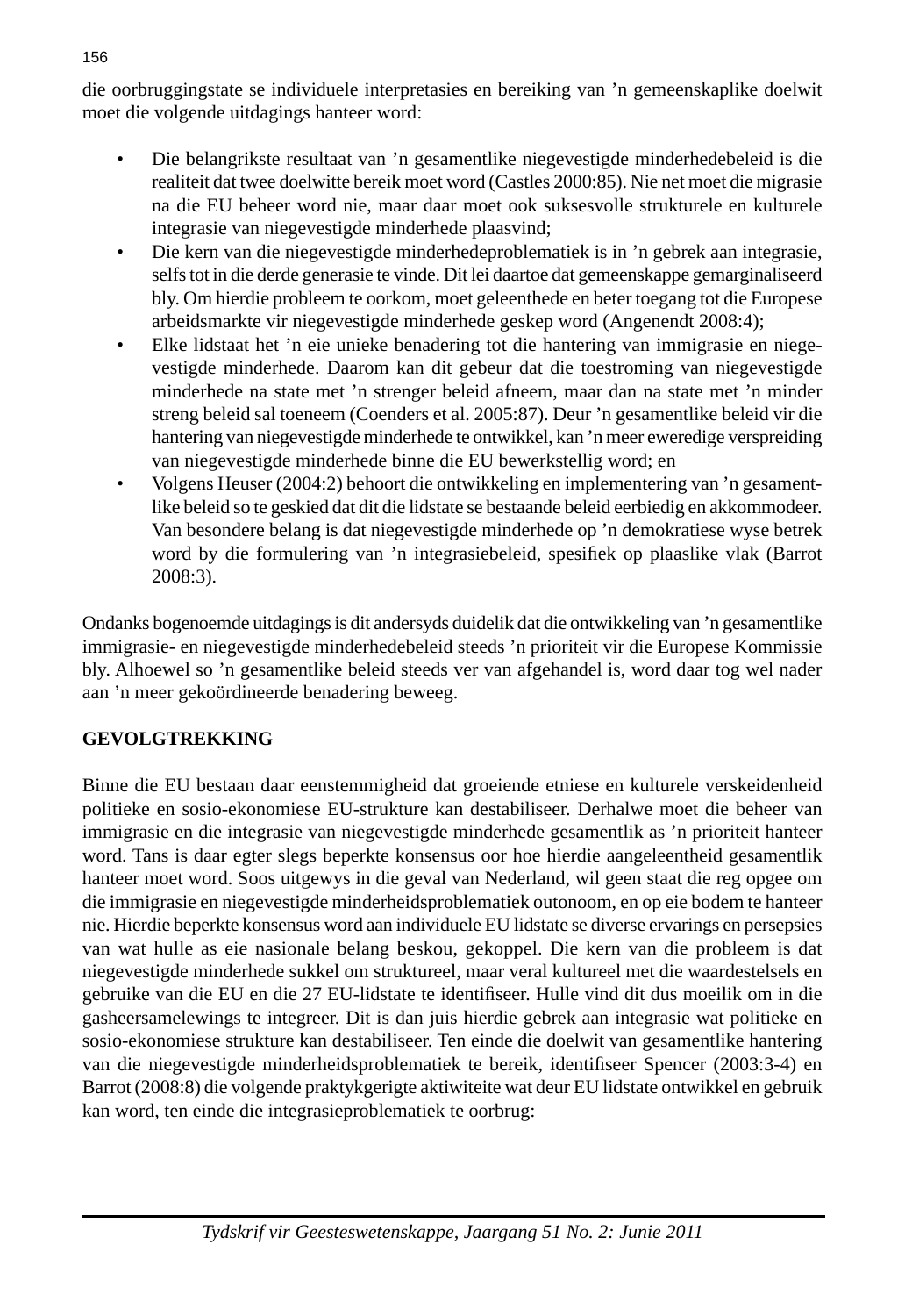die oorbruggingstate se individuele interpretasies en bereiking van 'n gemeenskaplike doelwit moet die volgende uitdagings hanteer word:

- Die belangrikste resultaat van 'n gesamentlike niegevestigde minderhedebeleid is die realiteit dat twee doelwitte bereik moet word (Castles 2000:85). Nie net moet die migrasie na die EU beheer word nie, maar daar moet ook suksesvolle strukturele en kulturele integrasie van niegevestigde minderhede plaasvind;
- Die kern van die niegevestigde minderhedeproblematiek is in 'n gebrek aan integrasie, selfs tot in die derde generasie te vinde. Dit lei daartoe dat gemeenskappe gemarginaliseerd bly. Om hierdie probleem te oorkom, moet geleenthede en beter toegang tot die Europese arbeidsmarkte vir niegevestigde minderhede geskep word (Angenendt 2008:4);
- Elke lidstaat het 'n eie unieke benadering tot die hantering van immigrasie en niegevestigde minderhede. Daarom kan dit gebeur dat die toestroming van niegevestigde minderhede na state met 'n strenger beleid afneem, maar dan na state met 'n minder streng beleid sal toeneem (Coenders et al. 2005:87). Deur 'n gesamentlike beleid vir die hantering van niegevestigde minderhede te ontwikkel, kan 'n meer eweredige verspreiding van niegevestigde minderhede binne die EU bewerkstellig word; en
- Volgens Heuser (2004:2) behoort die ontwikkeling en implementering van 'n gesamentlike beleid so te geskied dat dit die lidstate se bestaande beleid eerbiedig en akkommodeer. Van besondere belang is dat niegevestigde minderhede op 'n demokratiese wyse betrek word by die formulering van 'n integrasiebeleid, spesifiek op plaaslike vlak (Barrot 2008:3).

Ondanks bogenoemde uitdagings is dit andersyds duidelik dat die ontwikkeling van 'n gesamentlike immigrasie- en niegevestigde minderhedebeleid steeds 'n prioriteit vir die Europese Kommissie bly. Alhoewel so 'n gesamentlike beleid steeds ver van afgehandel is, word daar tog wel nader aan 'n meer gekoördineerde benadering beweeg.

## GEVOLGTREKKING

Binne die EU bestaan daar eenstemmigheid dat groeiende etniese en kulturele verskeidenheid politieke en sosio-ekonomiese EU-strukture kan destabiliseer. Derhalwe moet die beheer van immigrasie en die integrasie van niegevestigde minderhede gesamentlik as 'n prioriteit hanteer word. Tans is daar egter slegs beperkte konsensus oor hoe hierdie aangeleentheid gesamentlik hanteer moet word. Soos uitgewys in die geval van Nederland, wil geen staat die reg opgee om die immigrasie en niegevestigde minderheidsproblematiek outonoom, en op eie bodem te hanteer nie. Hierdie beperkte konsensus word aan individuele EU lidstate se diverse ervarings en persepsies van wat hulle as eie nasionale belang beskou, gekoppel. Die kern van die probleem is dat niegevestigde minderhede sukkel om struktureel, maar veral kultureel met die waardestelsels en gebruike van die EU en die 27 EU-lidstate te identifiseer. Hulle vind dit dus moeilik om in die gasheersamelewings te integreer. Dit is dan juis hierdie gebrek aan integrasie wat politieke en sosio-ekonomiese strukture kan destabiliseer. Ten einde die doelwit van gesamentlike hantering van die niegevestigde minderheidsproblematiek te bereik, identifiseer Spencer (2003:3-4) en Barrot (2008:8) die volgende praktykgerigte aktiwiteite wat deur EU lidstate ontwikkel en gebruik kan word, ten einde die integrasieproblematiek te oorbrug: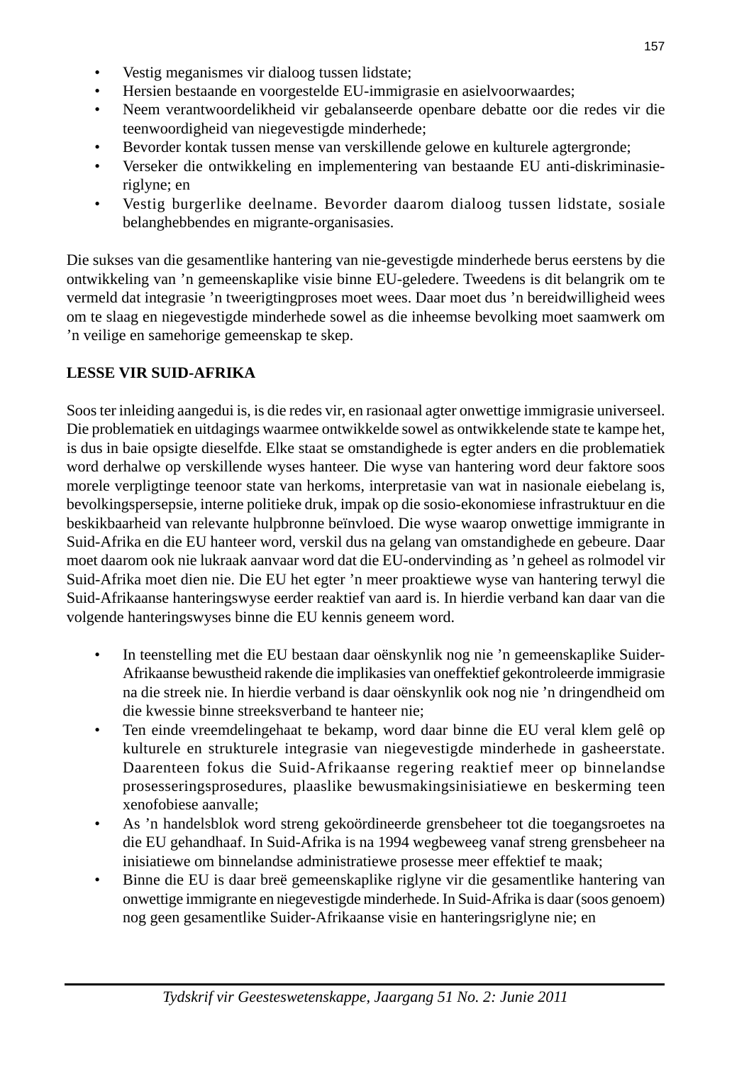- Vestig meganismes vir dialoog tussen lidstate;
- Hersien bestaande en voorgestelde EU-immigrasie en asielvoorwaardes;
- Neem verantwoordelikheid vir gebalanseerde openbare debatte oor die redes vir die teenwoordigheid van niegevestigde minderhede;
- Bevorder kontak tussen mense van verskillende gelowe en kulturele agtergronde;
- Verseker die ontwikkeling en implementering van bestaande EU anti-diskriminasie-riglyne; en
- Vestig burgerlike deelname. Bevorder daarom dialoog tussen lidstate, sosiale belanghebbendes en migrante-organisasies.

Die sukses van die gesamentlike hantering van nie-gevestigde minderhede berus eerstens by die ontwikkeling van ’n gemeenskaplike visie binne EU-geledere. Tweedens is dit belangrik om te vermeld dat integrasie ’n tweerigtingproses moet wees. Daar moet dus ’n bereidwilligheid wees om te slaag en niegevestigde minderhede sowel as die inheemse bevolking moet saamwerk om ’n veilige en samehorige gemeenskap te skep.

**LESSE VIR SUID-AFRIKA**

Soos ter inleiding aangedui is, is die redes vir, en rasionaal agter onwettige immigrasie universeel. Die problematiek en uitdagings waarmee ontwikkelde sowel as ontwikkelende state te kampe het, is dus in baie opsigte dieselfde. Elke staat se omstandighede is egter anders en die problematiek word derhalwe op verskillende wyses hanteer. Die wyse van hantering word deur faktore soos morele verpligtinge teenoor state van herkoms, interpretasie van wat in nasionale eiebelang is, bevolkingspersepsie, interne politieke druk, impak op die sosio-ekonomiese infrastruktuur en die beskikbaarheid van relevante hulpbronne beïnvloed. Die wyse waarop onwettige immigrante in Suid-Afrika en die EU hanteer word, verskil dus na gelang van omstandighede en gebeure. Daar moet daarom ook nie lukraak aanvaar word dat die EU-ondervinding as ’n geheel as rolmodel vir Suid-Afrika moet dien nie. Die EU het egter ’n meer proaktiewe wyse van hantering terwyl die Suid-Afrikaanse hanteringswyse eerder reaktief van aard is. In hierdie verband kan daar van die volgende hanteringswyses binne die EU kennis geneem word.

- In teenstelling met die EU bestaan daar oënskynlik nog nie ’n gemeenskaplike Suider-Afrikaanse bewustheid rakende die implikasies van oneffektief gekontroleerde immigrasie na die streek nie. In hierdie verband is daar oënskynlik ook nog nie ’n dringendheid om die kwessie binne streeksverband te hanteer nie;
- Ten einde vreemdelingehaat te bekamp, word daar binne die EU veral klem gelê op kulturele en strukturele integrasie van niegevestigde minderhede in gasheerstate. Daarenteen fokus die Suid-Afrikaanse regering reaktief meer op binnelandse prosesseringsprosedures, plaaslike bewusmakingsinisiatiewe en beskerming teen xenofobiese aanvalle;
- As ’n handelsblok word streng gekoördineerde grensbeheer tot die toegangsroetes na die EU gehandhaaf. In Suid-Afrika is na 1994 wegbeweeg vanaf streng grensbeheer na inisiatiewe om binnelandse administratiewe prosesse meer effektief te maak;
- Binne die EU is daar breë gemeenskaplike riglyne vir die gesamentlike hantering van onwettige immigrante en niegevestigde minderhede. In Suid-Afrika is daar (soos genoem) nog geen gesamentlike Suider-Afrikaanse visie en hanteringsriglyne nie; en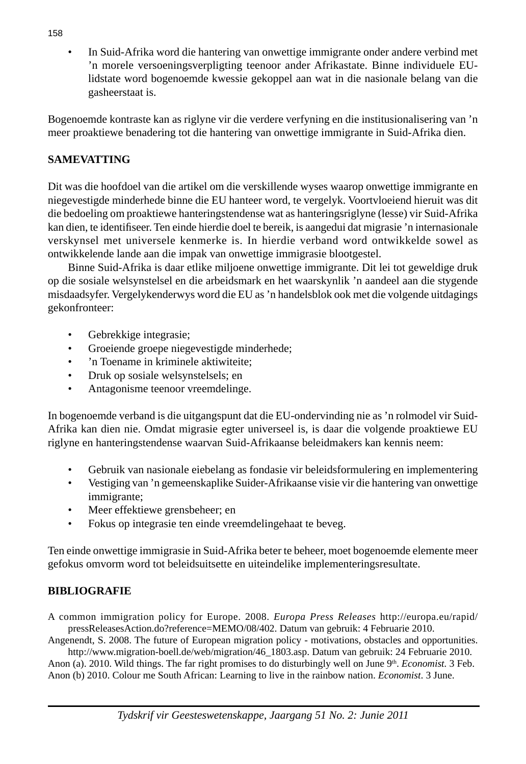- In Suid-Afrika word die hantering van onwettige immigrante onder andere verbind met ’n morele versoeningsverpligting teenoor ander Afrikastate. Binne individuele EU-lidstate word bogenoemde kwessie gekoppel aan wat in die nasionale belang van die gasheerstaat is.

Bogenoemde kontraste kan as riglyne vir die verdere verfyning en die institusionalisering van ’n meer proaktiewe benadering tot die hantering van onwettige immigrante in Suid-Afrika dien.

## SAMEVATTING

Dit was die hoofdoel van die artikel om die verskillende wyses waarop onwettige immigrante en niegevestigde minderhede binne die EU hanteer word, te vergelyk. Voortvloeiend hieruit was dit die bedoeling om proaktiewe hanteringstendense wat as hanteringsriglyne (lesse) vir Suid-Afrika kan dien, te identifiseer. Ten einde hierdie doel te bereik, is aangedui dat migrasie ’n internasionale verskynsel met universele kenmerke is. In hierdie verband word ontwikkelde sowel as ontwikkelende lande aan die impak van onwettige immigrasie blootgestel.

Binne Suid-Afrika is daar etlike miljoene onwettige immigrante. Dit lei tot geweldige druk op die sosiale welsynstelsel en die arbeidsmark en het waarskynlik ’n aandeel aan die stygende misdaadsyfer. Vergelykenderwys word die EU as ’n handelsblok ook met die volgende uitdagings gekonfronteer:

- Gebrekkige integrasie;
- Groeiende groepe niegevestigde minderhede;
- ’n Toename in kriminele aktiwiteite;
- Druk op sosiale welsynstelsels; en
- Antagonisme teenoor vreemdelinge.

In bogenoemde verband is die uitgangspunt dat die EU-ondervinding nie as ’n rolmodel vir Suid-Afrika kan dien nie. Omdat migrasie egter universeel is, is daar die volgende proaktiewe EU riglyne en hanteringstendense waarvan Suid-Afrikaanse beleidmakers kan kennis neem:

- Gebruik van nasionale eiebelang as fondasie vir beleidsformulering en implementering
- Vestiging van ’n gemeenskaplike Suider-Afrikaanse visie vir die hantering van onwettige immigrante;
- Meer effektiewe grensbeheer; en
- Fokus op integrasie ten einde vreemdelingehaat te beveg.

Ten einde onwettige immigrasie in Suid-Afrika beter te beheer, moet bogenoemde elemente meer gefokus omvorm word tot beleidsuitsette en uiteindelike implementeringsresultate.

## BIBLIOGRAFIE

A common immigration policy for Europe. 2008. *Europa Press Releases* http://europa.eu/rapid/pressReleasesAction.do?reference=MEMO/08/402. Datum van gebruik: 4 Februarie 2010.

Angenendt, S. 2008. The future of European migration policy - motivations, obstacles and opportunities. http://www.migration-boell.de/web/migration/46_1803.asp. Datum van gebruik: 24 Februarie 2010.

Anon (a). 2010. Wild things. The far right promises to do disturbingly well on June 9th. *Economist.* 3 Feb.

Anon (b) 2010. Colour me South African: Learning to live in the rainbow nation. *Economist*. 3 June.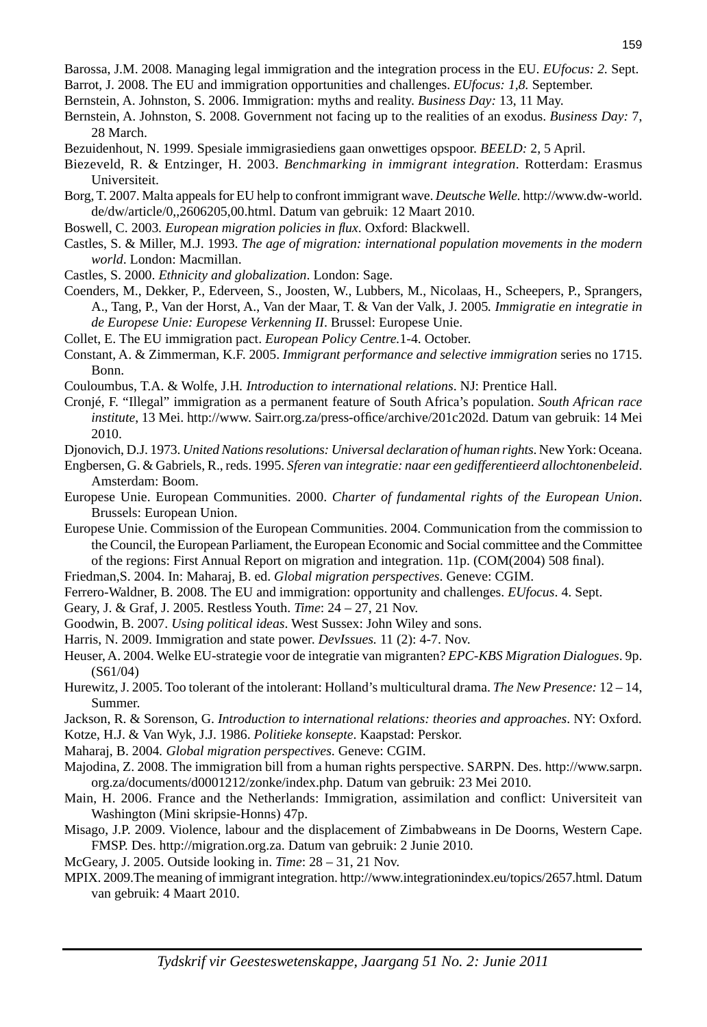Barossa, J.M. 2008. Managing legal immigration and the integration process in the EU. *EUfocus: 2*. Sept.

Barrot, J. 2008. The EU and immigration opportunities and challenges. *EUfocus: 1,8*. September.

Bernstein, A. Johnston, S. 2006. Immigration: myths and reality. *Business Day:* 13, 11 May.

Bernstein, A. Johnston, S. 2008. Government not facing up to the realities of an exodus. *Business Day:* 7, 28 March.

Bezuidenhout, N. 1999. Spesiale immigrasiediens gaan onwettiges opspoor. *BEELD:* 2, 5 April.

Biezeveld, R. & Entzinger, H. 2003. *Benchmarking in immigrant integration*. Rotterdam: Erasmus Universiteit.

Borg, T. 2007. Malta appeals for EU help to confront immigrant wave. *Deutsche Welle.* http://www.dw-world.de/dw/article/0,,2606205,00.html. Datum van gebruik: 12 Maart 2010.

Boswell, C. 2003. *European migration policies in flux*. Oxford: Blackwell.

Castles, S. & Miller, M.J. 1993. *The age of migration: international population movements in the modern world*. London: Macmillan.

Castles, S. 2000. *Ethnicity and globalization*. London: Sage.

Coenders, M., Dekker, P., Ederveen, S., Joosten, W., Lubbers, M., Nicolaas, H., Scheepers, P., Sprangers, A., Tang, P., Van der Horst, A., Van der Maar, T. & Van der Valk, J. 2005. *Immigratie en integratie in de Europese Unie: Europese Verkenning II*. Brussel: Europese Unie.

Collet, E. The EU immigration pact. *European Policy Centre.*1-4. October.

Constant, A. & Zimmerman, K.F. 2005. *Immigrant performance and selective immigration* series no 1715. Bonn.

Couloumbus, T.A. & Wolfe, J.H. *Introduction to international relations*. NJ: Prentice Hall.

Cronjé, F. "Illegal" immigration as a permanent feature of South Africa's population. *South African race institute*, 13 Mei. http://www. Sairr.org.za/press-office/archive/201c202d. Datum van gebruik: 14 Mei 2010.

Djonovich, D.J. 1973. *United Nations resolutions: Universal declaration of human rights*. New York: Oceana.

Engbersen, G. & Gabriels, R., reds. 1995. *Sferen van integratie: naar een gedifferentieerd allochtonenbeleid*. Amsterdam: Boom.

Europese Unie. European Communities. 2000. *Charter of fundamental rights of the European Union*. Brussels: European Union.

Europese Unie. Commission of the European Communities. 2004. Communication from the commission to the Council, the European Parliament, the European Economic and Social committee and the Committee of the regions: First Annual Report on migration and integration. 11p. (COM(2004) 508 final).

Friedman,S. 2004. In: Maharaj, B. ed. *Global migration perspectives*. Geneve: CGIM.

Ferrero-Waldner, B. 2008. The EU and immigration: opportunity and challenges. *EUfocus*. 4. Sept.

Geary, J. & Graf, J. 2005. Restless Youth. *Time*: 24 – 27, 21 Nov.

Goodwin, B. 2007. *Using political ideas*. West Sussex: John Wiley and sons.

Harris, N. 2009. Immigration and state power. *DevIssues.* 11 (2): 4-7. Nov.

Heuser, A. 2004. Welke EU-strategie voor de integratie van migranten? *EPC-KBS Migration Dialogues*. 9p. (S61/04)

Hurewitz, J. 2005. Too tolerant of the intolerant: Holland's multicultural drama. *The New Presence:* 12 – 14, Summer.

Jackson, R. & Sorenson, G. *Introduction to international relations: theories and approaches*. NY: Oxford.

Kotze, H.J. & Van Wyk, J.J. 1986. *Politieke konsepte*. Kaapstad: Perskor.

Maharaj, B. 2004. *Global migration perspectives*. Geneve: CGIM.

Majodina, Z. 2008. The immigration bill from a human rights perspective. SARPN. Des. http://www.sarpn.org.za/documents/d0001212/zonke/index.php. Datum van gebruik: 23 Mei 2010.

Main, H. 2006. France and the Netherlands: Immigration, assimilation and conflict: Universiteit van Washington (Mini skripsie-Honns) 47p.

Misago, J.P. 2009. Violence, labour and the displacement of Zimbabweans in De Doorns, Western Cape. FMSP. Des. http://migration.org.za. Datum van gebruik: 2 Junie 2010.

McGeary, J. 2005. Outside looking in. *Time*: 28 – 31, 21 Nov.

MPIX. 2009.The meaning of immigrant integration. http://www.integrationindex.eu/topics/2657.html. Datum van gebruik: 4 Maart 2010.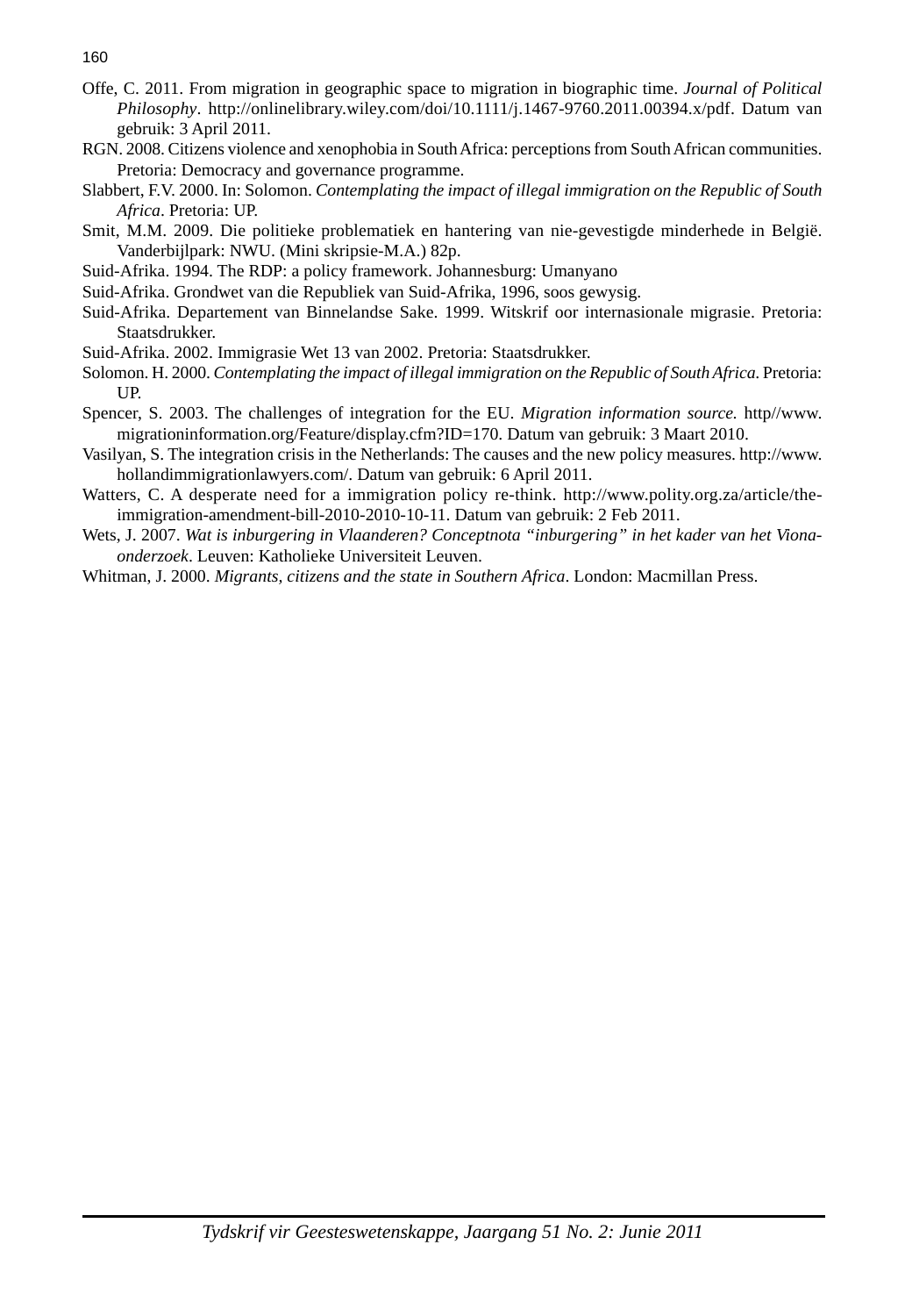Offe, C. 2011. From migration in geographic space to migration in biographic time. *Journal of Political Philosophy*. http://onlinelibrary.wiley.com/doi/10.1111/j.1467-9760.2011.00394.x/pdf. Datum van gebruik: 3 April 2011.

RGN. 2008. Citizens violence and xenophobia in South Africa: perceptions from South African communities. Pretoria: Democracy and governance programme.

Slabbert, F.V. 2000. In: Solomon. *Contemplating the impact of illegal immigration on the Republic of South Africa*. Pretoria: UP.

Smit, M.M. 2009. Die politieke problematiek en hantering van nie-gevestigde minderhede in België. Vanderbijlpark: NWU. (Mini skripsie-M.A.) 82p.

Suid-Afrika. 1994. The RDP: a policy framework. Johannesburg: Umanyano

Suid-Afrika. Grondwet van die Republiek van Suid-Afrika, 1996, soos gewysig.

Suid-Afrika. Departement van Binnelandse Sake. 1999. Witskrif oor internasionale migrasie. Pretoria: Staatsdrukker.

Suid-Afrika. 2002. Immigrasie Wet 13 van 2002. Pretoria: Staatsdrukker.

Solomon. H. 2000. *Contemplating the impact of illegal immigration on the Republic of South Africa*. Pretoria: UP.

Spencer, S. 2003. The challenges of integration for the EU. *Migration information source.* http//www.migrationinformation.org/Feature/display.cfm?ID=170. Datum van gebruik: 3 Maart 2010.

Vasilyan, S. The integration crisis in the Netherlands: The causes and the new policy measures. http://www.hollandimmigrationlawyers.com/. Datum van gebruik: 6 April 2011.

Watters, C. A desperate need for a immigration policy re-think. http://www.polity.org.za/article/the-immigration-amendment-bill-2010-2010-10-11. Datum van gebruik: 2 Feb 2011.

Wets, J. 2007. *Wat is inburgering in Vlaanderen? Conceptnota "inburgering" in het kader van het Viona-onderzoek*. Leuven: Katholieke Universiteit Leuven.

Whitman, J. 2000. *Migrants, citizens and the state in Southern Africa*. London: Macmillan Press.